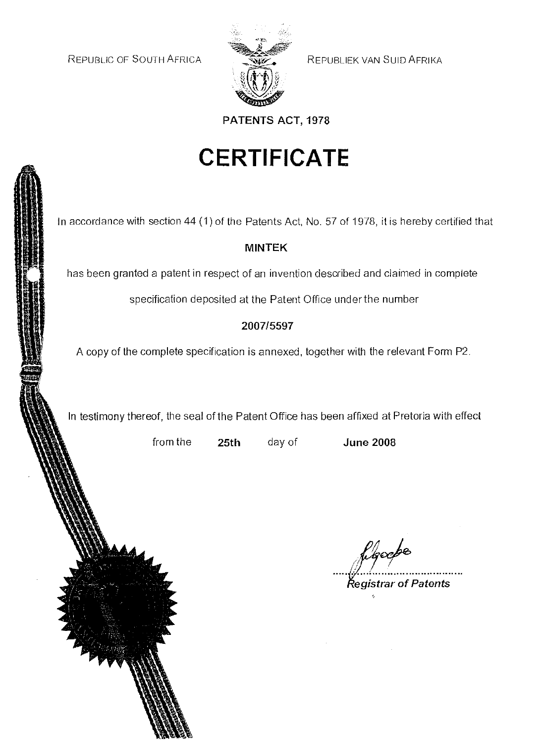REPUBLIC OF SOUTH AFRICA

REPUBLIEK VAN SUID AFRIKA

**PATENTS ACT, 1978**

# CERTIFICATE

In accordance with section 44 (1) of the Patents Act, No. 57 of 1978, it is hereby certified that

**MINTEK**

has been granted a patent in respect of an invention described and claimed in complete specification deposited at the Patent Office under the number

**2007/5597**

A copy of the complete specification is annexed, together with the relevant Form P2.

In testimony thereof, the seal of the Patent Office has been affixed at Pretoria with effect from the **25th** day of **June 2008**

*Registrar of Patents*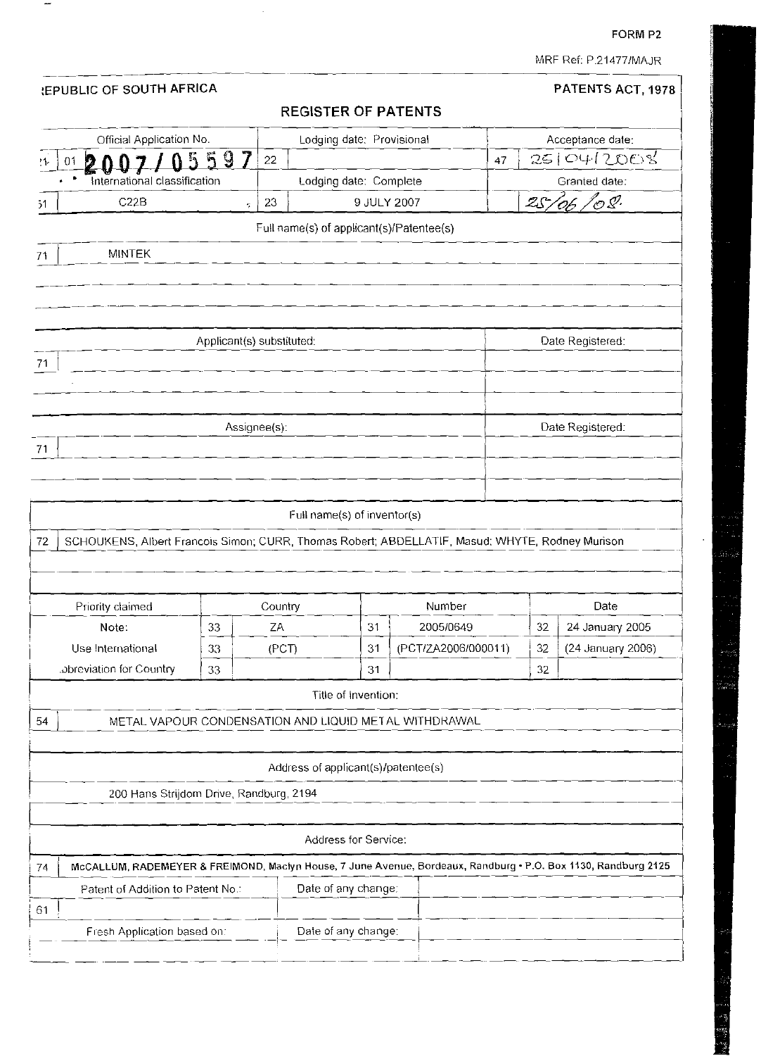FORM P2

MRF Ref: P.21477/MAJR

**REPUBLIC OF SOUTH AFRICA** | **PATENTS ACT, 1978**

## REGISTER OF PATENTS

| | Official Application No. | | Lodging date: Provisional | | Acceptance date: |
|---|---|---|---|---|---|
| 21 | 01 **2007/05597** | 22 | | 47 | 25/04/2008 |
| | International classification | | Lodging date: Complete | | Granted date: |
| 51 | C22B | 23 | 9 JULY 2007 | | 25/06/08 |

**Full name(s) of applicant(s)/Patentee(s)**

71 MINTEK

| | Applicant(s) substituted: | Date Registered: |
|---|---|---|
| 71 | | |

| | Assignee(s): | Date Registered: |
|---|---|---|
| 71 | | |

**Full name(s) of inventor(s)**

72 SCHOUKENS, Albert Francois Simon; CURR, Thomas Robert; ABDELLATIF, Masud; WHYTE, Rodney Murison

| Priority claimed | | Country | | Number | | Date |
|---|---|---|---|---|---|---|
| Note: | 33 | ZA | 31 | 2005/0649 | 32 | 24 January 2005 |
| Use International | 33 | (PCT) | 31 | (PCT/ZA2006/000011) | 32 | (24 January 2006) |
| Abbreviation for Country | 33 | | 31 | | 32 | |

**Title of Invention:**

54 METAL VAPOUR CONDENSATION AND LIQUID METAL WITHDRAWAL

**Address of applicant(s)/patentee(s)**

200 Hans Strijdom Drive, Randburg, 2194

**Address for Service:**

74 McCALLUM, RADEMEYER & FREIMOND, Maclyn House, 7 June Avenue, Bordeaux, Randburg • P.O. Box 1130, Randburg 2125

| | Patent of Addition to Patent No.: | Date of any change: | |
|---|---|---|---|
| 61 | | | |

| Fresh Application based on: | Date of any change: | |
|---|---|---|
| | | |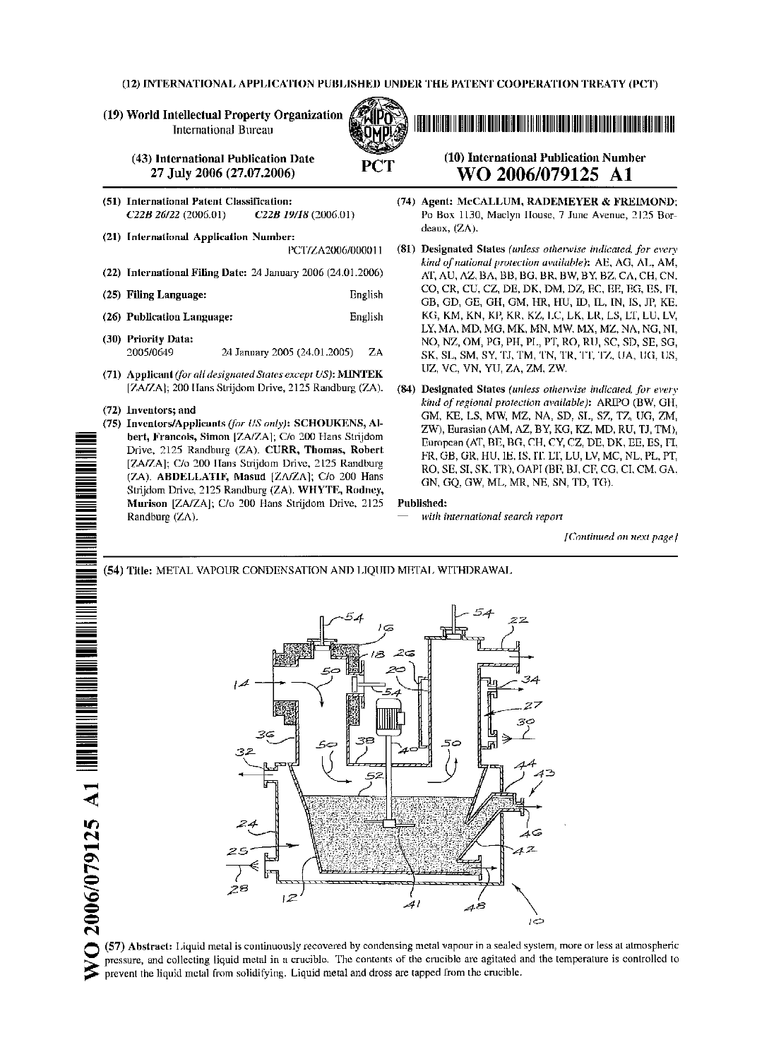(12) INTERNATIONAL APPLICATION PUBLISHED UNDER THE PATENT COOPERATION TREATY (PCT)

(19) World Intellectual Property Organization
International Bureau

(43) International Publication Date
27 July 2006 (27.07.2006)

PCT

(10) International Publication Number
**WO 2006/079125 A1**

(51) International Patent Classification:
*C22B 26/22* (2006.01) *C22B 19/18* (2006.01)

(21) International Application Number:
PCT/ZA2006/000011

(22) International Filing Date: 24 January 2006 (24.01.2006)

(25) Filing Language: English

(26) Publication Language: English

(30) Priority Data:
2005/0649 24 January 2005 (24.01.2005) ZA

(71) Applicant *(for all designated States except US)*: **MINTEK** [ZA/ZA]; 200 Hans Strijdom Drive, 2125 Randburg (ZA).

(72) Inventors; and

(75) Inventors/Applicants *(for US only)*: **SCHOUKENS, Albert, Francois, Simon** [ZA/ZA]; C/o 200 Hans Strijdom Drive, 2125 Randburg (ZA). **CURR, Thomas, Robert** [ZA/ZA]; C/o 200 Hans Strijdom Drive, 2125 Randburg (ZA). **ABDELLATIF, Masud** [ZA/ZA]; C/o 200 Hans Strijdom Drive, 2125 Randburg (ZA). **WHYTE, Rodney, Murison** [ZA/ZA]; C/o 200 Hans Strijdom Drive, 2125 Randburg (ZA).

(74) Agent: **McCALLUM, RADEMEYER & FREIMOND**; Po Box 1130, Maclyn House, 7 June Avenue, 2125 Bordeaux, (ZA).

(81) Designated States *(unless otherwise indicated, for every kind of national protection available)*: AE, AG, AL, AM, AT, AU, AZ, BA, BB, BG, BR, BW, BY, BZ, CA, CH, CN, CO, CR, CU, CZ, DE, DK, DM, DZ, EC, EE, EG, ES, FI, GB, GD, GE, GH, GM, HR, HU, ID, IL, IN, IS, JP, KE, KG, KM, KN, KP, KR, KZ, LC, LK, LR, LS, LT, LU, LV, LY, MA, MD, MG, MK, MN, MW, MX, MZ, NA, NG, NI, NO, NZ, OM, PG, PH, PL, PT, RO, RU, SC, SD, SE, SG, SK, SL, SM, SY, TJ, TM, TN, TR, TT, TZ, UA, UG, US, UZ, VC, VN, YU, ZA, ZM, ZW.

(84) Designated States *(unless otherwise indicated, for every kind of regional protection available)*: ARIPO (BW, GH, GM, KE, LS, MW, MZ, NA, SD, SL, SZ, TZ, UG, ZM, ZW), Eurasian (AM, AZ, BY, KG, KZ, MD, RU, TJ, TM), European (AT, BE, BG, CH, CY, CZ, DE, DK, EE, ES, FI, FR, GB, GR, HU, IE, IS, IT, LT, LU, LV, MC, NL, PL, PT, RO, SE, SI, SK, TR), OAPI (BF, BJ, CF, CG, CI, CM, GA, GN, GQ, GW, ML, MR, NE, SN, TD, TG).

**Published:**
— *with international search report*

*[Continued on next page]*

(54) Title: METAL VAPOUR CONDENSATION AND LIQUID METAL WITHDRAWAL

(57) Abstract: Liquid metal is continuously recovered by condensing metal vapour in a sealed system, more or less at atmospheric pressure, and collecting liquid metal in a crucible. The contents of the crucible are agitated and the temperature is controlled to prevent the liquid metal from solidifying. Liquid metal and dross are tapped from the crucible.

WO 2006/079125 A1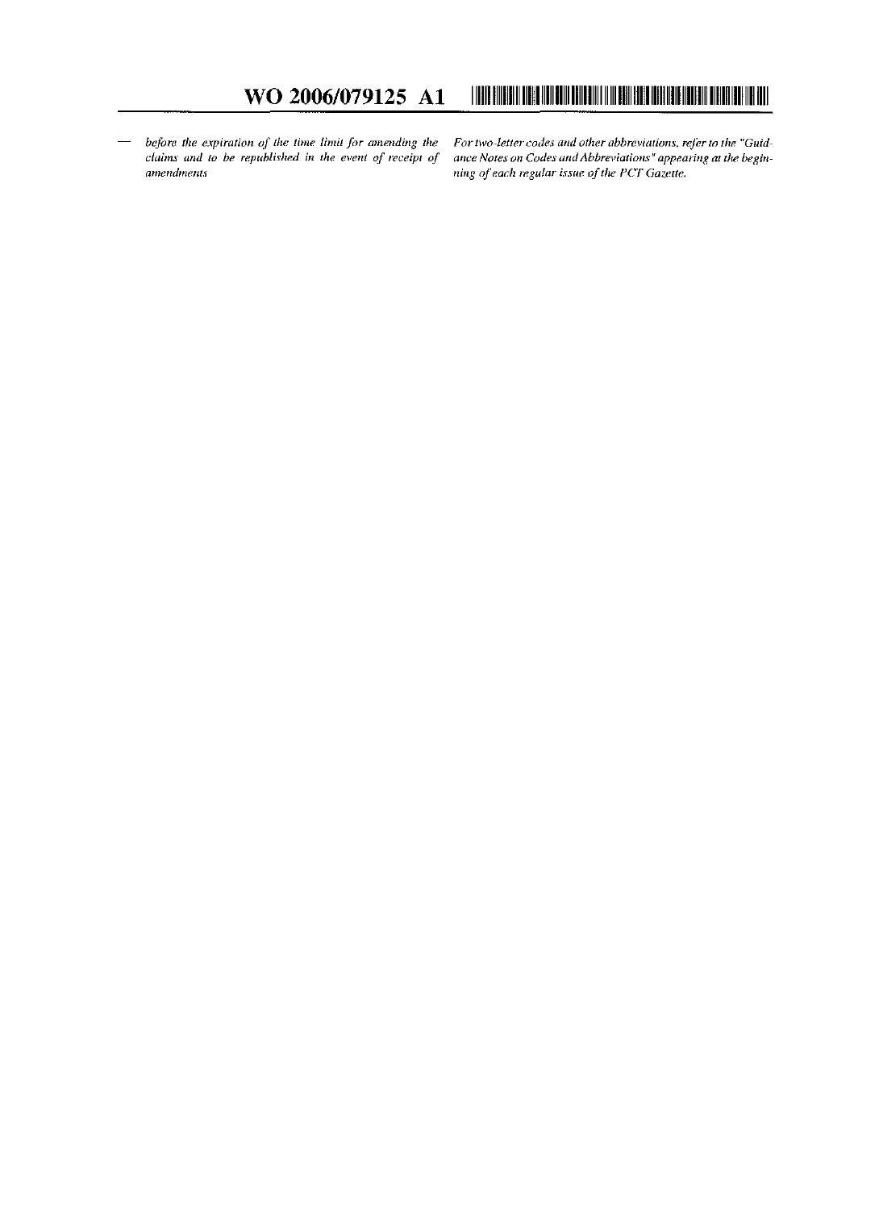— *before the expiration of the time limit for amending the claims and to be republished in the event of receipt of amendments*

*For two-letter codes and other abbreviations, refer to the "Guidance Notes on Codes and Abbreviations" appearing at the beginning of each regular issue of the PCT Gazette.*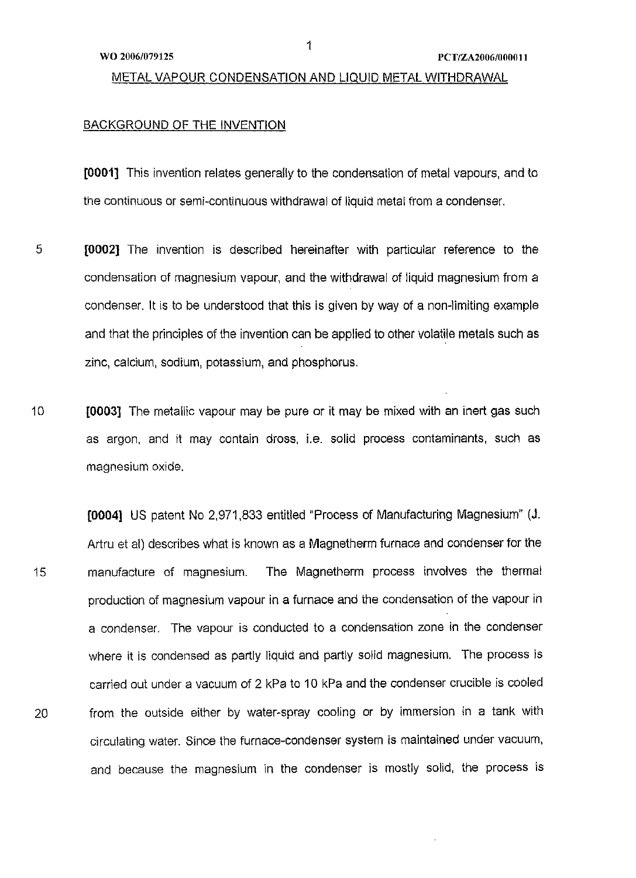## METAL VAPOUR CONDENSATION AND LIQUID METAL WITHDRAWAL

### BACKGROUND OF THE INVENTION

**[0001]** This invention relates generally to the condensation of metal vapours, and to the continuous or semi-continuous withdrawal of liquid metal from a condenser.

**[0002]** The invention is described hereinafter with particular reference to the condensation of magnesium vapour, and the withdrawal of liquid magnesium from a condenser. It is to be understood that this is given by way of a non-limiting example and that the principles of the invention can be applied to other volatile metals such as zinc, calcium, sodium, potassium, and phosphorus.

**[0003]** The metallic vapour may be pure or it may be mixed with an inert gas such as argon, and it may contain dross, i.e. solid process contaminants, such as magnesium oxide.

**[0004]** US patent No 2,971,833 entitled "Process of Manufacturing Magnesium" (J. Artru et al) describes what is known as a Magnetherm furnace and condenser for the manufacture of magnesium. The Magnetherm process involves the thermal production of magnesium vapour in a furnace and the condensation of the vapour in a condenser. The vapour is conducted to a condensation zone in the condenser where it is condensed as partly liquid and partly solid magnesium. The process is carried out under a vacuum of 2 kPa to 10 kPa and the condenser crucible is cooled from the outside either by water-spray cooling or by immersion in a tank with circulating water. Since the furnace-condenser system is maintained under vacuum, and because the magnesium in the condenser is mostly solid, the process is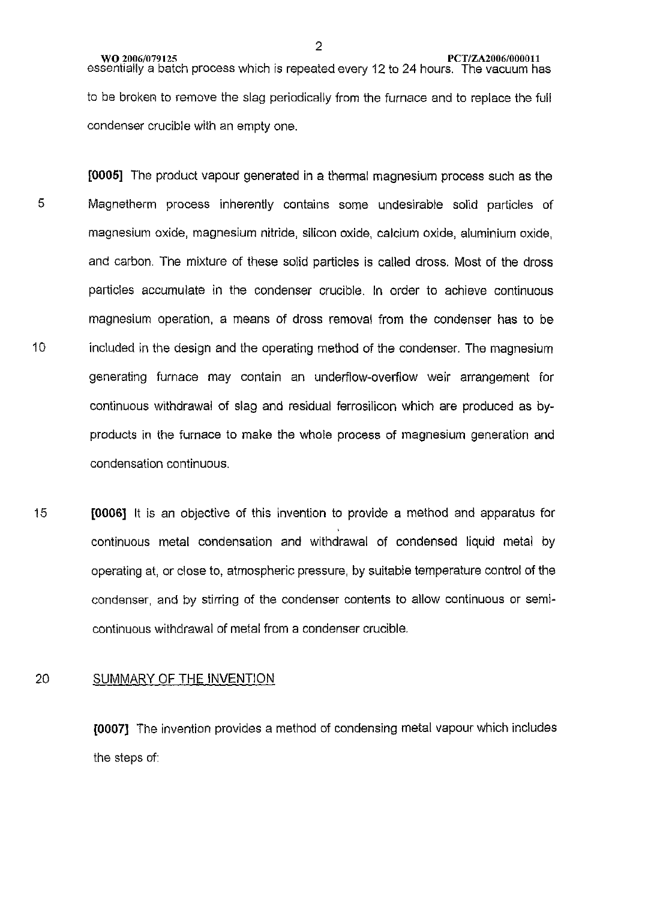essentially a batch process which is repeated every 12 to 24 hours. The vacuum has to be broken to remove the slag periodically from the furnace and to replace the full condenser crucible with an empty one.

**[0005]** The product vapour generated in a thermal magnesium process such as the Magnetherm process inherently contains some undesirable solid particles of magnesium oxide, magnesium nitride, silicon oxide, calcium oxide, aluminium oxide, and carbon. The mixture of these solid particles is called dross. Most of the dross particles accumulate in the condenser crucible. In order to achieve continuous magnesium operation, a means of dross removal from the condenser has to be included in the design and the operating method of the condenser. The magnesium generating furnace may contain an underflow-overflow weir arrangement for continuous withdrawal of slag and residual ferrosilicon which are produced as by-products in the furnace to make the whole process of magnesium generation and condensation continuous.

**[0006]** It is an objective of this invention to provide a method and apparatus for continuous metal condensation and withdrawal of condensed liquid metal by operating at, or close to, atmospheric pressure, by suitable temperature control of the condenser, and by stirring of the condenser contents to allow continuous or semi-continuous withdrawal of metal from a condenser crucible.

## SUMMARY OF THE INVENTION

**[0007]** The invention provides a method of condensing metal vapour which includes the steps of: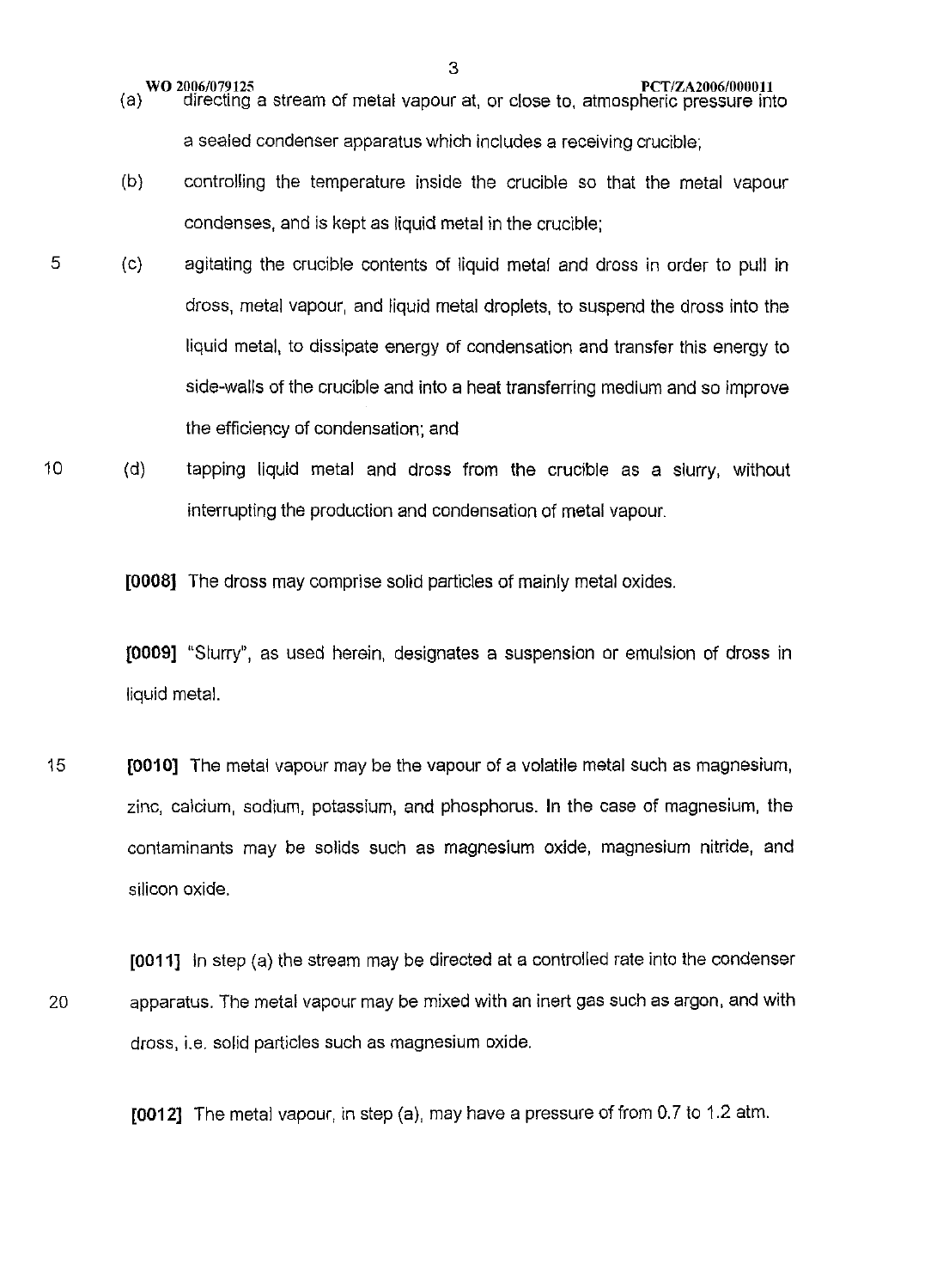(a) directing a stream of metal vapour at, or close to, atmospheric pressure into a sealed condenser apparatus which includes a receiving crucible;

(b) controlling the temperature inside the crucible so that the metal vapour condenses, and is kept as liquid metal in the crucible;

(c) agitating the crucible contents of liquid metal and dross in order to pull in dross, metal vapour, and liquid metal droplets, to suspend the dross into the liquid metal, to dissipate energy of condensation and transfer this energy to side-walls of the crucible and into a heat transferring medium and so improve the efficiency of condensation; and

(d) tapping liquid metal and dross from the crucible as a slurry, without interrupting the production and condensation of metal vapour.

**[0008]** The dross may comprise solid particles of mainly metal oxides.

**[0009]** "Slurry", as used herein, designates a suspension or emulsion of dross in liquid metal.

**[0010]** The metal vapour may be the vapour of a volatile metal such as magnesium, zinc, calcium, sodium, potassium, and phosphorus. In the case of magnesium, the contaminants may be solids such as magnesium oxide, magnesium nitride, and silicon oxide.

**[0011]** In step (a) the stream may be directed at a controlled rate into the condenser apparatus. The metal vapour may be mixed with an inert gas such as argon, and with dross, i.e. solid particles such as magnesium oxide.

**[0012]** The metal vapour, in step (a), may have a pressure of from 0.7 to 1.2 atm.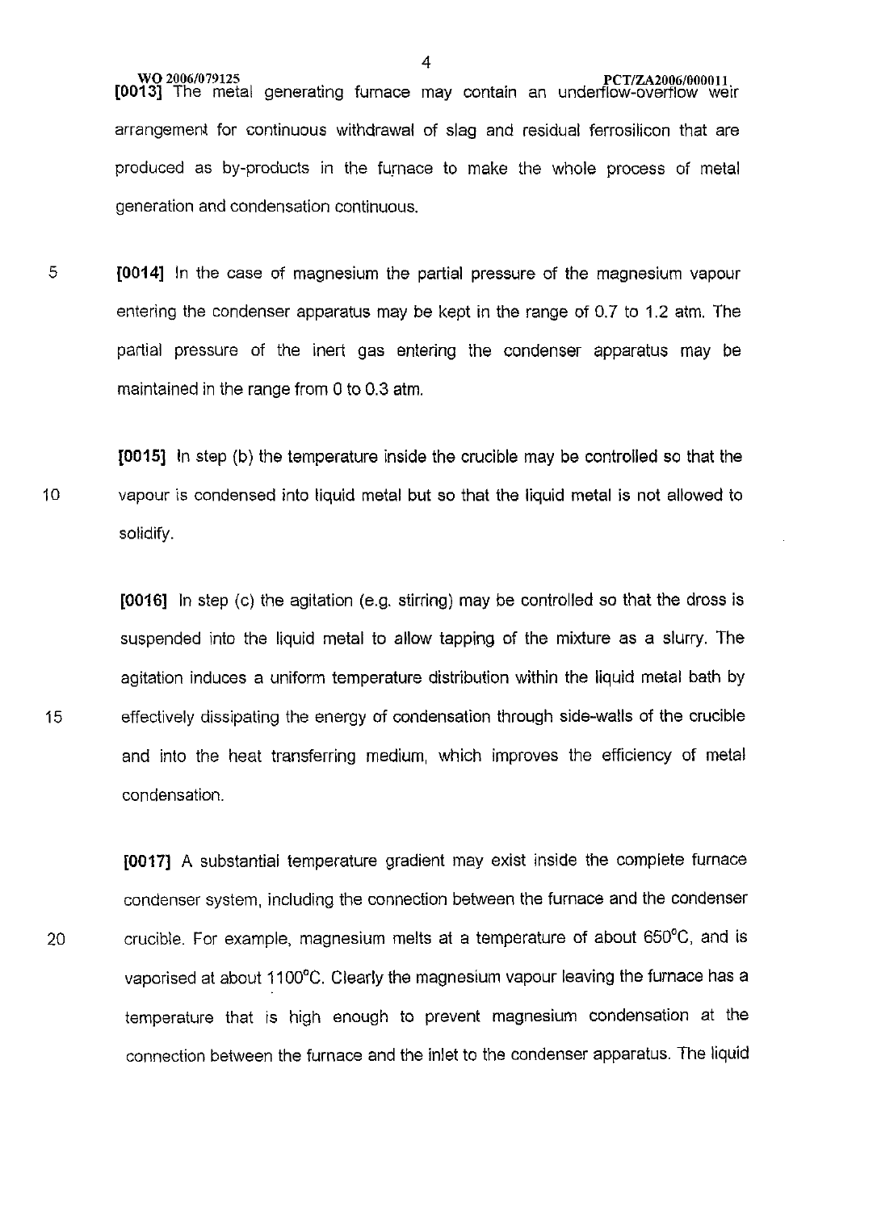[0013] The metal generating furnace may contain an underflow-overflow weir arrangement for continuous withdrawal of slag and residual ferrosilicon that are produced as by-products in the furnace to make the whole process of metal generation and condensation continuous.

[0014] In the case of magnesium the partial pressure of the magnesium vapour entering the condenser apparatus may be kept in the range of 0.7 to 1.2 atm. The partial pressure of the inert gas entering the condenser apparatus may be maintained in the range from 0 to 0.3 atm.

[0015] In step (b) the temperature inside the crucible may be controlled so that the vapour is condensed into liquid metal but so that the liquid metal is not allowed to solidify.

[0016] In step (c) the agitation (e.g. stirring) may be controlled so that the dross is suspended into the liquid metal to allow tapping of the mixture as a slurry. The agitation induces a uniform temperature distribution within the liquid metal bath by effectively dissipating the energy of condensation through side-walls of the crucible and into the heat transferring medium, which improves the efficiency of metal condensation.

[0017] A substantial temperature gradient may exist inside the complete furnace condenser system, including the connection between the furnace and the condenser crucible. For example, magnesium melts at a temperature of about 650°C, and is vaporised at about 1100°C. Clearly the magnesium vapour leaving the furnace has a temperature that is high enough to prevent magnesium condensation at the connection between the furnace and the inlet to the condenser apparatus. The liquid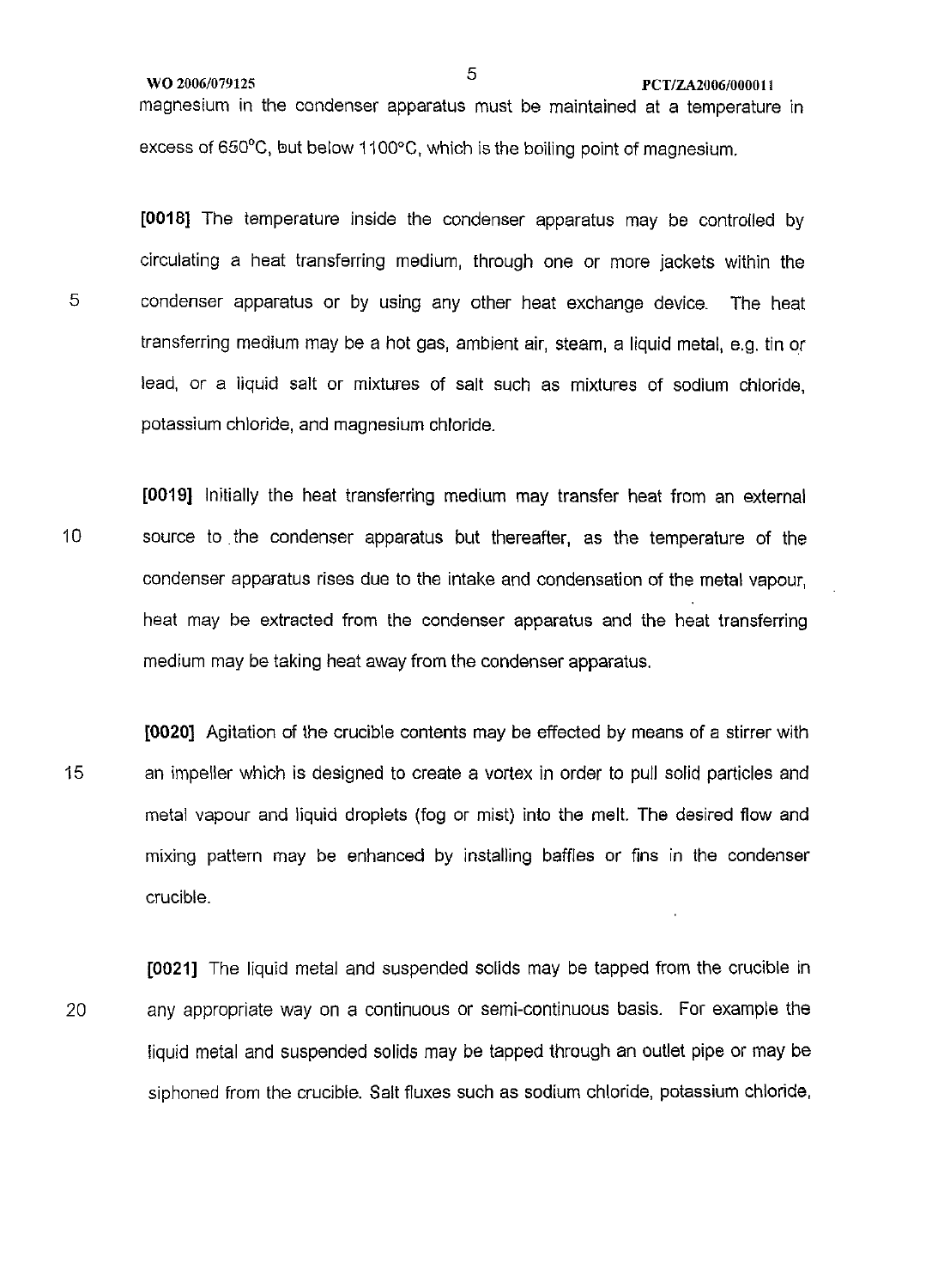magnesium in the condenser apparatus must be maintained at a temperature in excess of 650°C, but below 1100°C, which is the boiling point of magnesium.

**[0018]** The temperature inside the condenser apparatus may be controlled by circulating a heat transferring medium, through one or more jackets within the condenser apparatus or by using any other heat exchange device. The heat transferring medium may be a hot gas, ambient air, steam, a liquid metal, e.g. tin or lead, or a liquid salt or mixtures of salt such as mixtures of sodium chloride, potassium chloride, and magnesium chloride.

**[0019]** Initially the heat transferring medium may transfer heat from an external source to the condenser apparatus but thereafter, as the temperature of the condenser apparatus rises due to the intake and condensation of the metal vapour, heat may be extracted from the condenser apparatus and the heat transferring medium may be taking heat away from the condenser apparatus.

**[0020]** Agitation of the crucible contents may be effected by means of a stirrer with an impeller which is designed to create a vortex in order to pull solid particles and metal vapour and liquid droplets (fog or mist) into the melt. The desired flow and mixing pattern may be enhanced by installing baffles or fins in the condenser crucible.

**[0021]** The liquid metal and suspended solids may be tapped from the crucible in any appropriate way on a continuous or semi-continuous basis. For example the liquid metal and suspended solids may be tapped through an outlet pipe or may be siphoned from the crucible. Salt fluxes such as sodium chloride, potassium chloride,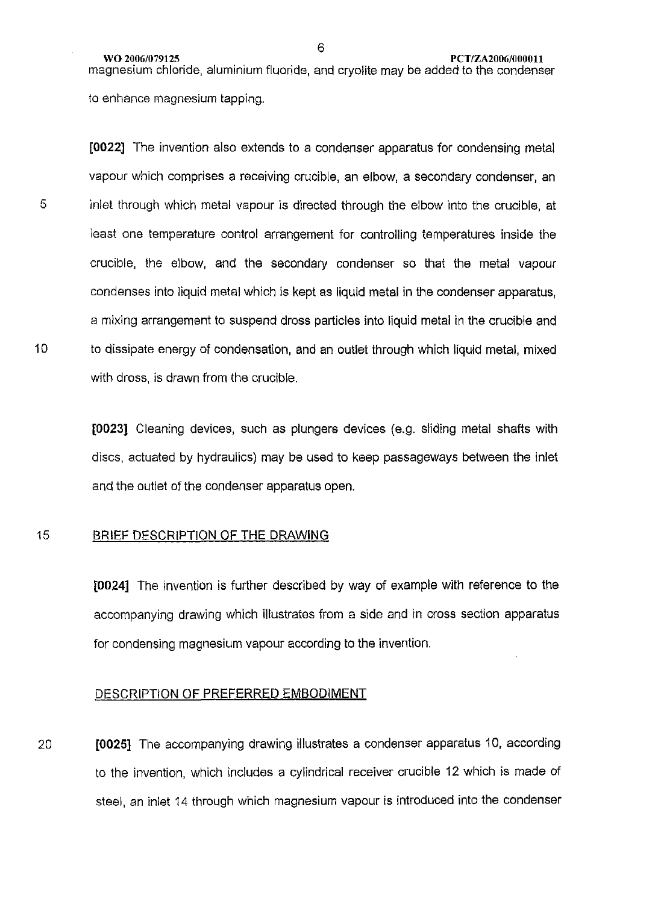magnesium chloride, aluminium fluoride, and cryolite may be added to the condenser to enhance magnesium tapping.

**[0022]** The invention also extends to a condenser apparatus for condensing metal vapour which comprises a receiving crucible, an elbow, a secondary condenser, an inlet through which metal vapour is directed through the elbow into the crucible, at least one temperature control arrangement for controlling temperatures inside the crucible, the elbow, and the secondary condenser so that the metal vapour condenses into liquid metal which is kept as liquid metal in the condenser apparatus, a mixing arrangement to suspend dross particles into liquid metal in the crucible and to dissipate energy of condensation, and an outlet through which liquid metal, mixed with dross, is drawn from the crucible.

**[0023]** Cleaning devices, such as plungers devices (e.g. sliding metal shafts with discs, actuated by hydraulics) may be used to keep passageways between the inlet and the outlet of the condenser apparatus open.

## BRIEF DESCRIPTION OF THE DRAWING

**[0024]** The invention is further described by way of example with reference to the accompanying drawing which illustrates from a side and in cross section apparatus for condensing magnesium vapour according to the invention.

## DESCRIPTION OF PREFERRED EMBODIMENT

**[0025]** The accompanying drawing illustrates a condenser apparatus 10, according to the invention, which includes a cylindrical receiver crucible 12 which is made of steel, an inlet 14 through which magnesium vapour is introduced into the condenser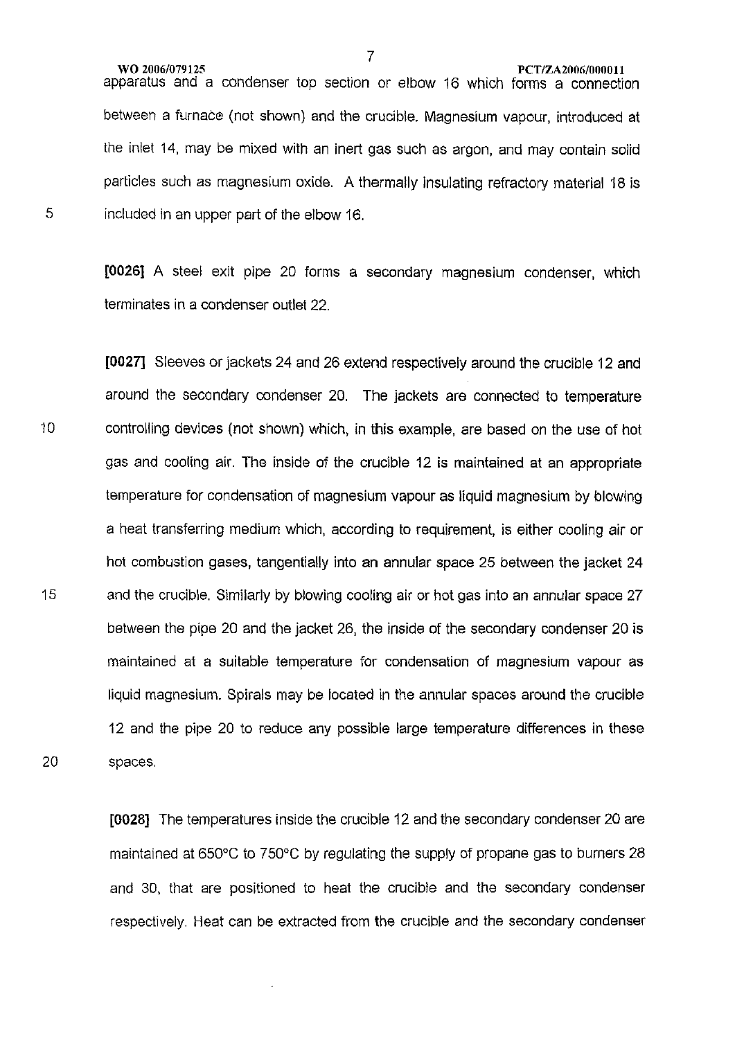apparatus and a condenser top section or elbow 16 which forms a connection between a furnace (not shown) and the crucible. Magnesium vapour, introduced at the inlet 14, may be mixed with an inert gas such as argon, and may contain solid particles such as magnesium oxide. A thermally insulating refractory material 18 is included in an upper part of the elbow 16.

[0026] A steel exit pipe 20 forms a secondary magnesium condenser, which terminates in a condenser outlet 22.

[0027] Sleeves or jackets 24 and 26 extend respectively around the crucible 12 and around the secondary condenser 20. The jackets are connected to temperature controlling devices (not shown) which, in this example, are based on the use of hot gas and cooling air. The inside of the crucible 12 is maintained at an appropriate temperature for condensation of magnesium vapour as liquid magnesium by blowing a heat transferring medium which, according to requirement, is either cooling air or hot combustion gases, tangentially into an annular space 25 between the jacket 24 and the crucible. Similarly by blowing cooling air or hot gas into an annular space 27 between the pipe 20 and the jacket 26, the inside of the secondary condenser 20 is maintained at a suitable temperature for condensation of magnesium vapour as liquid magnesium. Spirals may be located in the annular spaces around the crucible 12 and the pipe 20 to reduce any possible large temperature differences in these spaces.

[0028] The temperatures inside the crucible 12 and the secondary condenser 20 are maintained at 650°C to 750°C by regulating the supply of propane gas to burners 28 and 30, that are positioned to heat the crucible and the secondary condenser respectively. Heat can be extracted from the crucible and the secondary condenser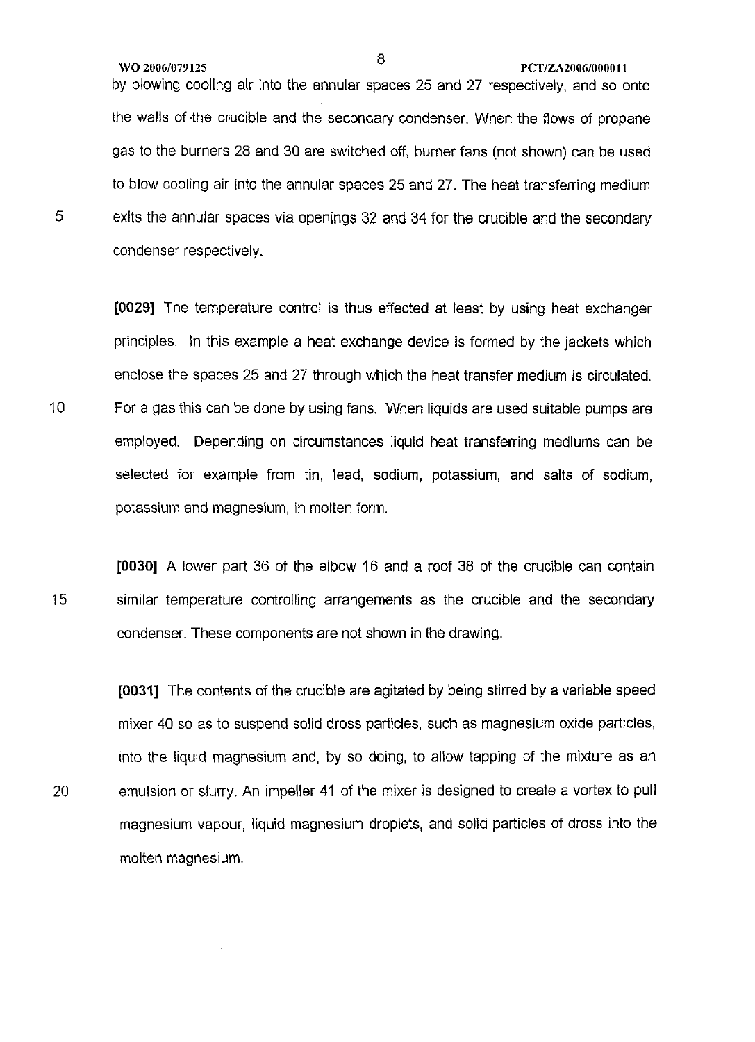by blowing cooling air into the annular spaces 25 and 27 respectively, and so onto the walls of the crucible and the secondary condenser. When the flows of propane gas to the burners 28 and 30 are switched off, burner fans (not shown) can be used to blow cooling air into the annular spaces 25 and 27. The heat transferring medium exits the annular spaces via openings 32 and 34 for the crucible and the secondary condenser respectively.

**[0029]** The temperature control is thus effected at least by using heat exchanger principles. In this example a heat exchange device is formed by the jackets which enclose the spaces 25 and 27 through which the heat transfer medium is circulated. For a gas this can be done by using fans. When liquids are used suitable pumps are employed. Depending on circumstances liquid heat transferring mediums can be selected for example from tin, lead, sodium, potassium, and salts of sodium, potassium and magnesium, in molten form.

**[0030]** A lower part 36 of the elbow 16 and a roof 38 of the crucible can contain similar temperature controlling arrangements as the crucible and the secondary condenser. These components are not shown in the drawing.

**[0031]** The contents of the crucible are agitated by being stirred by a variable speed mixer 40 so as to suspend solid dross particles, such as magnesium oxide particles, into the liquid magnesium and, by so doing, to allow tapping of the mixture as an emulsion or slurry. An impeller 41 of the mixer is designed to create a vortex to pull magnesium vapour, liquid magnesium droplets, and solid particles of dross into the molten magnesium.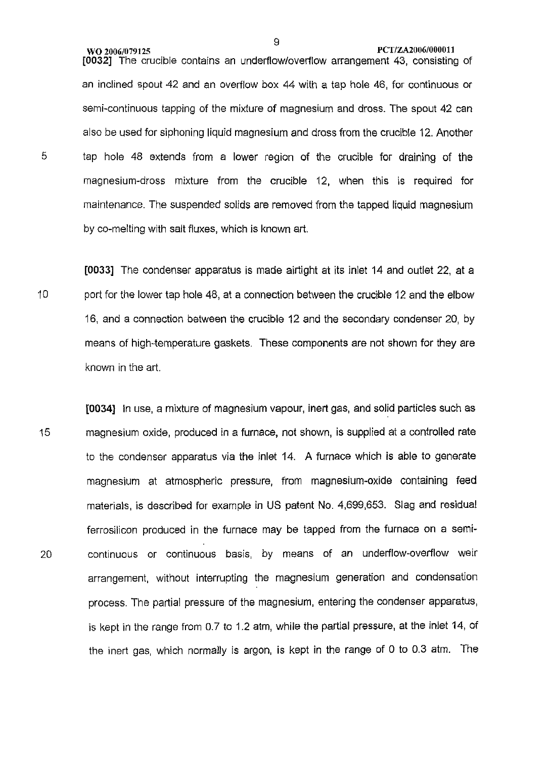[0032] The crucible contains an underflow/overflow arrangement 43, consisting of an inclined spout 42 and an overflow box 44 with a tap hole 46, for continuous or semi-continuous tapping of the mixture of magnesium and dross. The spout 42 can also be used for siphoning liquid magnesium and dross from the crucible 12. Another tap hole 48 extends from a lower region of the crucible for draining of the magnesium-dross mixture from the crucible 12, when this is required for maintenance. The suspended solids are removed from the tapped liquid magnesium by co-melting with salt fluxes, which is known art.

[0033] The condenser apparatus is made airtight at its inlet 14 and outlet 22, at a port for the lower tap hole 48, at a connection between the crucible 12 and the elbow 16, and a connection between the crucible 12 and the secondary condenser 20, by means of high-temperature gaskets. These components are not shown for they are known in the art.

[0034] In use, a mixture of magnesium vapour, inert gas, and solid particles such as magnesium oxide, produced in a furnace, not shown, is supplied at a controlled rate to the condenser apparatus via the inlet 14. A furnace which is able to generate magnesium at atmospheric pressure, from magnesium-oxide containing feed materials, is described for example in US patent No. 4,699,653. Slag and residual ferrosilicon produced in the furnace may be tapped from the furnace on a semi-continuous or continuous basis, by means of an underflow-overflow weir arrangement, without interrupting the magnesium generation and condensation process. The partial pressure of the magnesium, entering the condenser apparatus, is kept in the range from 0.7 to 1.2 atm, while the partial pressure, at the inlet 14, of the inert gas, which normally is argon, is kept in the range of 0 to 0.3 atm. The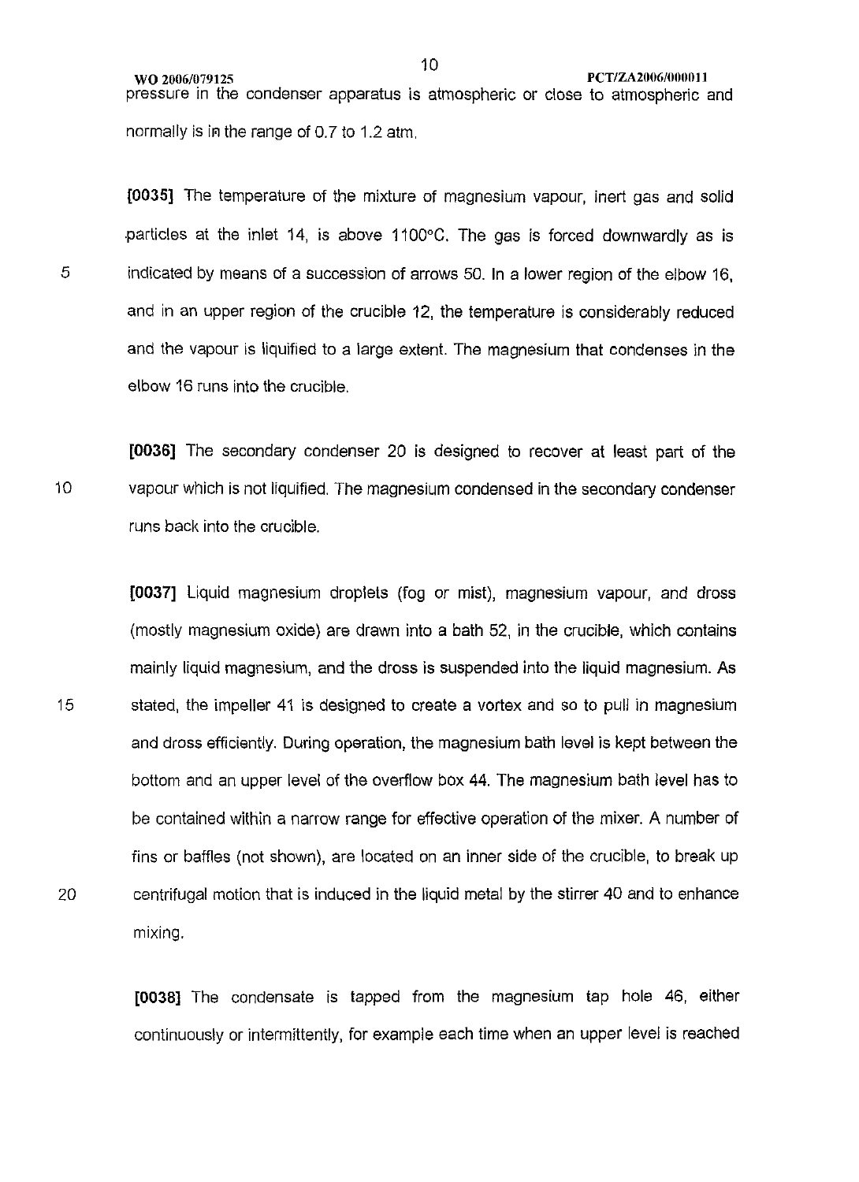pressure in the condenser apparatus is atmospheric or close to atmospheric and normally is in the range of 0.7 to 1.2 atm.

**[0035]** The temperature of the mixture of magnesium vapour, inert gas and solid particles at the inlet 14, is above 1100°C. The gas is forced downwardly as is indicated by means of a succession of arrows 50. In a lower region of the elbow 16, and in an upper region of the crucible 12, the temperature is considerably reduced and the vapour is liquified to a large extent. The magnesium that condenses in the elbow 16 runs into the crucible.

**[0036]** The secondary condenser 20 is designed to recover at least part of the vapour which is not liquified. The magnesium condensed in the secondary condenser runs back into the crucible.

**[0037]** Liquid magnesium droplets (fog or mist), magnesium vapour, and dross (mostly magnesium oxide) are drawn into a bath 52, in the crucible, which contains mainly liquid magnesium, and the dross is suspended into the liquid magnesium. As stated, the impeller 41 is designed to create a vortex and so to pull in magnesium and dross efficiently. During operation, the magnesium bath level is kept between the bottom and an upper level of the overflow box 44. The magnesium bath level has to be contained within a narrow range for effective operation of the mixer. A number of fins or baffles (not shown), are located on an inner side of the crucible, to break up centrifugal motion that is induced in the liquid metal by the stirrer 40 and to enhance mixing.

**[0038]** The condensate is tapped from the magnesium tap hole 46, either continuously or intermittently, for example each time when an upper level is reached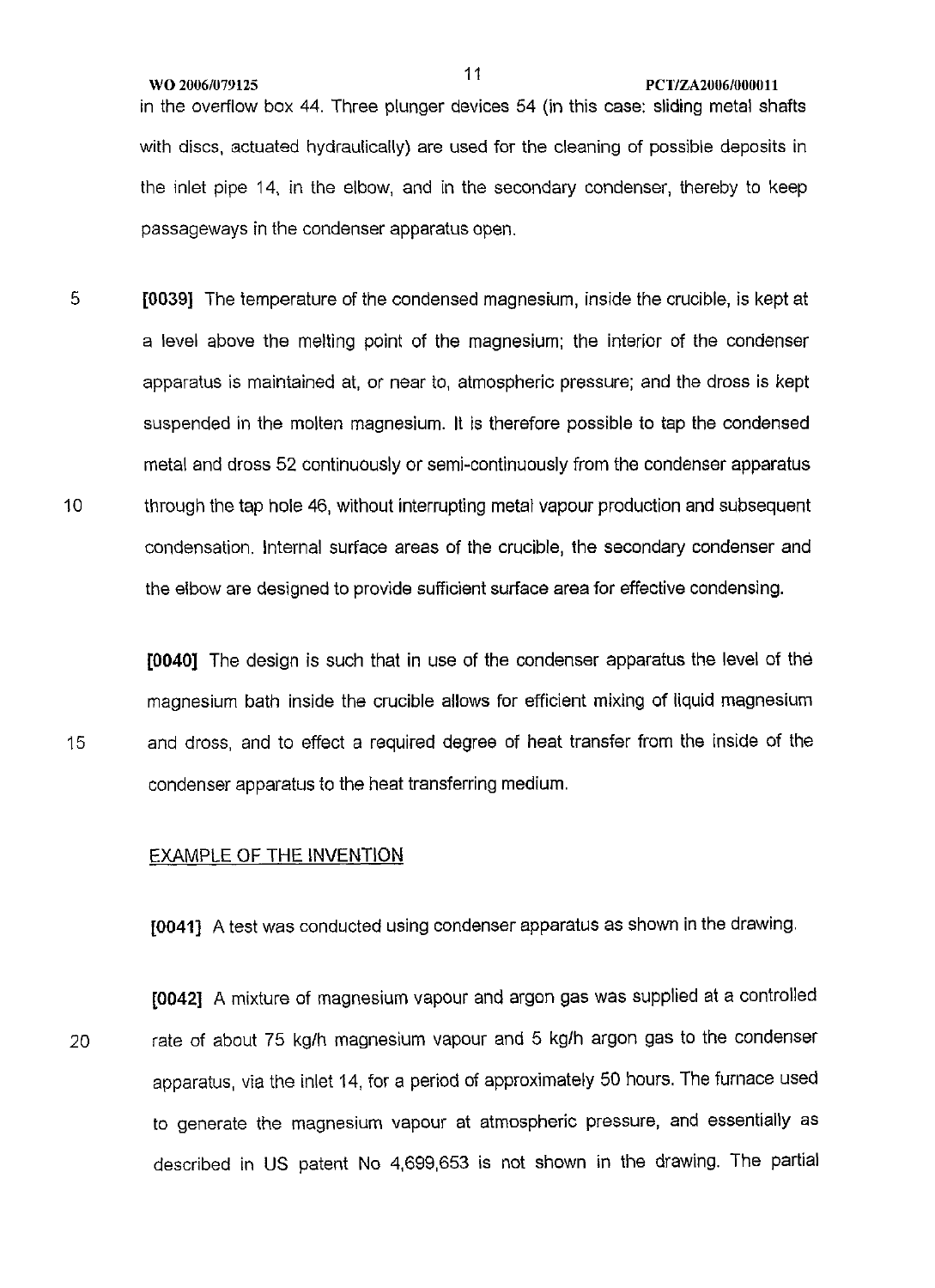in the overflow box 44. Three plunger devices 54 (in this case: sliding metal shafts with discs, actuated hydraulically) are used for the cleaning of possible deposits in the inlet pipe 14, in the elbow, and in the secondary condenser, thereby to keep passageways in the condenser apparatus open.

[0039] The temperature of the condensed magnesium, inside the crucible, is kept at a level above the melting point of the magnesium; the interior of the condenser apparatus is maintained at, or near to, atmospheric pressure; and the dross is kept suspended in the molten magnesium. It is therefore possible to tap the condensed metal and dross 52 continuously or semi-continuously from the condenser apparatus through the tap hole 46, without interrupting metal vapour production and subsequent condensation. Internal surface areas of the crucible, the secondary condenser and the elbow are designed to provide sufficient surface area for effective condensing.

[0040] The design is such that in use of the condenser apparatus the level of the magnesium bath inside the crucible allows for efficient mixing of liquid magnesium and dross, and to effect a required degree of heat transfer from the inside of the condenser apparatus to the heat transferring medium.

## EXAMPLE OF THE INVENTION

[0041] A test was conducted using condenser apparatus as shown in the drawing.

[0042] A mixture of magnesium vapour and argon gas was supplied at a controlled rate of about 75 kg/h magnesium vapour and 5 kg/h argon gas to the condenser apparatus, via the inlet 14, for a period of approximately 50 hours. The furnace used to generate the magnesium vapour at atmospheric pressure, and essentially as described in US patent No 4,699,653 is not shown in the drawing. The partial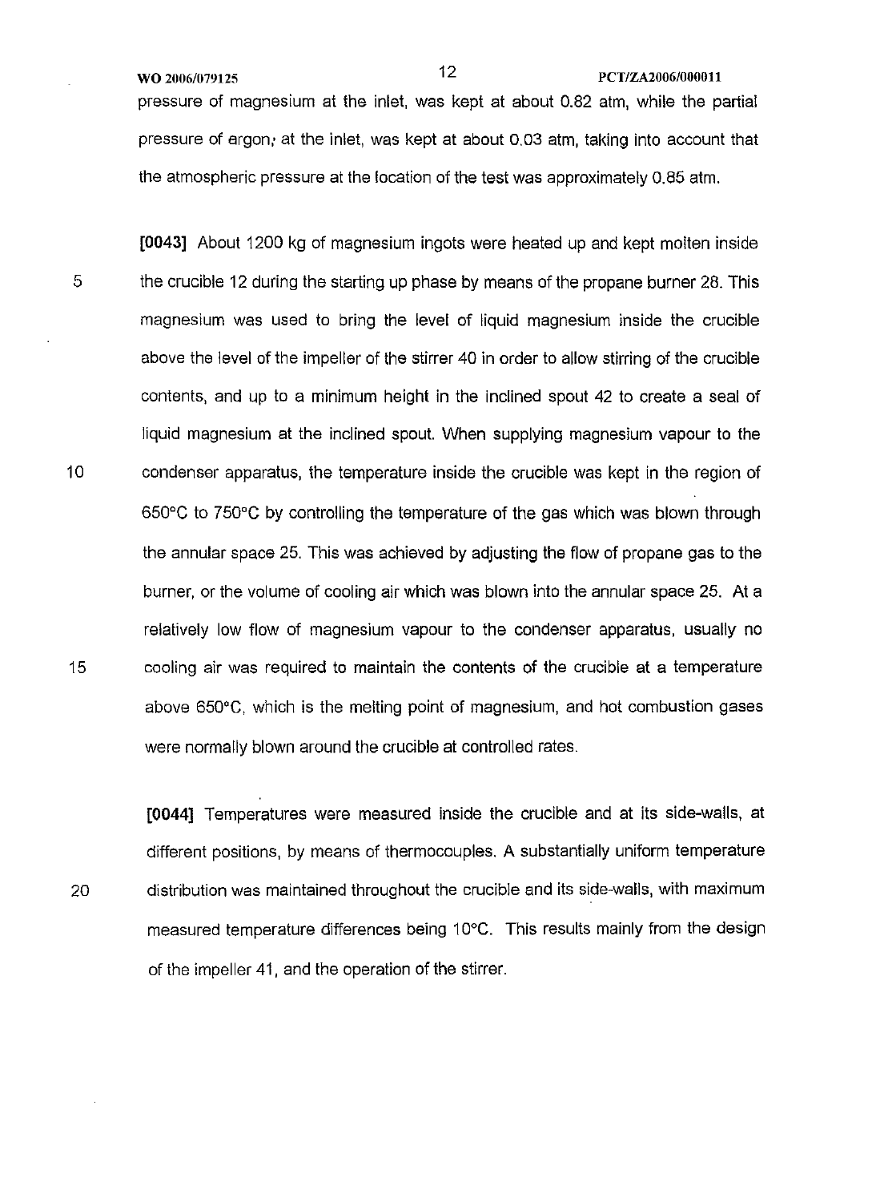pressure of magnesium at the inlet, was kept at about 0.82 atm, while the partial pressure of argon, at the inlet, was kept at about 0.03 atm, taking into account that the atmospheric pressure at the location of the test was approximately 0.85 atm.

**[0043]** About 1200 kg of magnesium ingots were heated up and kept molten inside the crucible 12 during the starting up phase by means of the propane burner 28. This magnesium was used to bring the level of liquid magnesium inside the crucible above the level of the impeller of the stirrer 40 in order to allow stirring of the crucible contents, and up to a minimum height in the inclined spout 42 to create a seal of liquid magnesium at the inclined spout. When supplying magnesium vapour to the condenser apparatus, the temperature inside the crucible was kept in the region of 650°C to 750°C by controlling the temperature of the gas which was blown through the annular space 25. This was achieved by adjusting the flow of propane gas to the burner, or the volume of cooling air which was blown into the annular space 25. At a relatively low flow of magnesium vapour to the condenser apparatus, usually no cooling air was required to maintain the contents of the crucible at a temperature above 650°C, which is the melting point of magnesium, and hot combustion gases were normally blown around the crucible at controlled rates.

**[0044]** Temperatures were measured inside the crucible and at its side-walls, at different positions, by means of thermocouples. A substantially uniform temperature distribution was maintained throughout the crucible and its side-walls, with maximum measured temperature differences being 10°C. This results mainly from the design of the impeller 41, and the operation of the stirrer.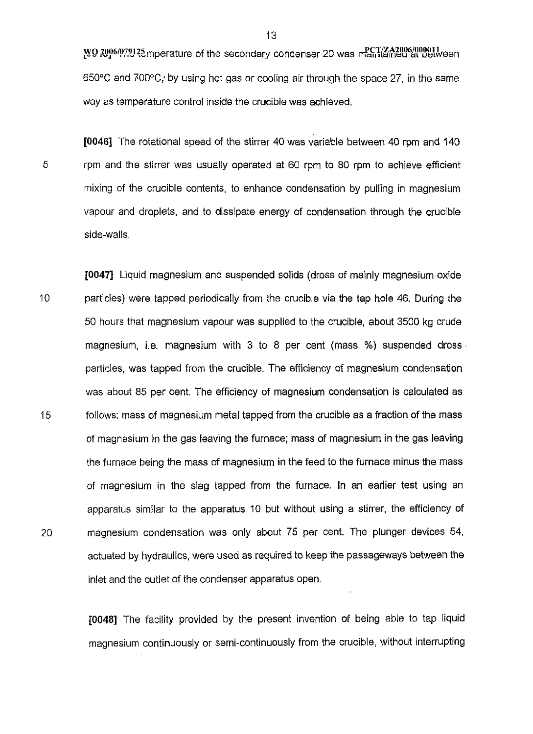temperature of the secondary condenser 20 was maintained at between 650°C and 700°C, by using hot gas or cooling air through the space 27, in the same way as temperature control inside the crucible was achieved.

**[0046]** The rotational speed of the stirrer 40 was variable between 40 rpm and 140 rpm and the stirrer was usually operated at 60 rpm to 80 rpm to achieve efficient mixing of the crucible contents, to enhance condensation by pulling in magnesium vapour and droplets, and to dissipate energy of condensation through the crucible side-walls.

**[0047]** Liquid magnesium and suspended solids (dross of mainly magnesium oxide particles) were tapped periodically from the crucible via the tap hole 46. During the 50 hours that magnesium vapour was supplied to the crucible, about 3500 kg crude magnesium, i.e. magnesium with 3 to 8 per cent (mass %) suspended dross particles, was tapped from the crucible. The efficiency of magnesium condensation was about 85 per cent. The efficiency of magnesium condensation is calculated as follows: mass of magnesium metal tapped from the crucible as a fraction of the mass of magnesium in the gas leaving the furnace; mass of magnesium in the gas leaving the furnace being the mass of magnesium in the feed to the furnace minus the mass of magnesium in the slag tapped from the furnace. In an earlier test using an apparatus similar to the apparatus 10 but without using a stirrer, the efficiency of magnesium condensation was only about 75 per cent. The plunger devices 54, actuated by hydraulics, were used as required to keep the passageways between the inlet and the outlet of the condenser apparatus open.

**[0048]** The facility provided by the present invention of being able to tap liquid magnesium continuously or semi-continuously from the crucible, without interrupting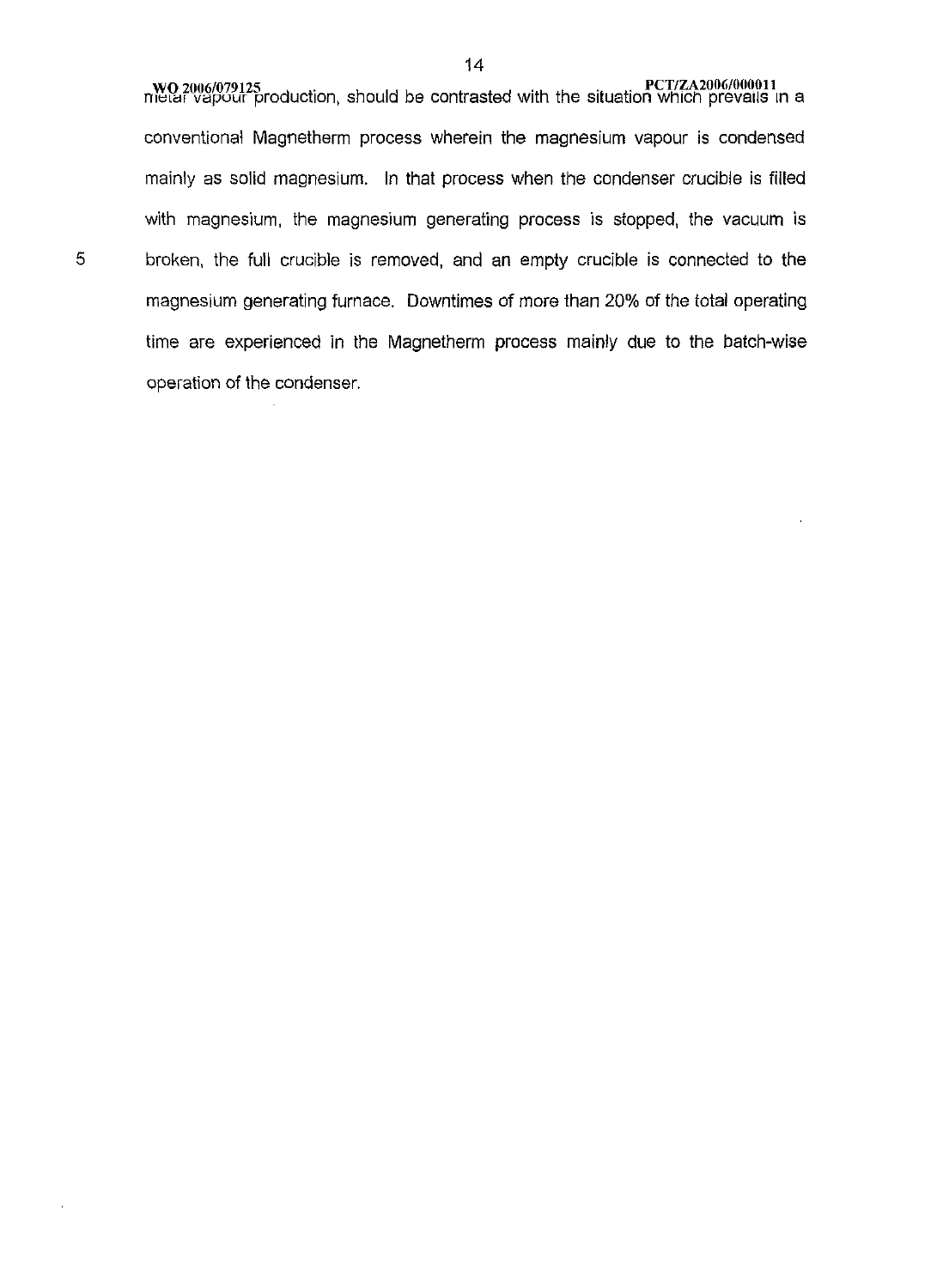metal vapour production, should be contrasted with the situation which prevails in a conventional Magnetherm process wherein the magnesium vapour is condensed mainly as solid magnesium. In that process when the condenser crucible is filled with magnesium, the magnesium generating process is stopped, the vacuum is broken, the full crucible is removed, and an empty crucible is connected to the magnesium generating furnace. Downtimes of more than 20% of the total operating time are experienced in the Magnetherm process mainly due to the batch-wise operation of the condenser.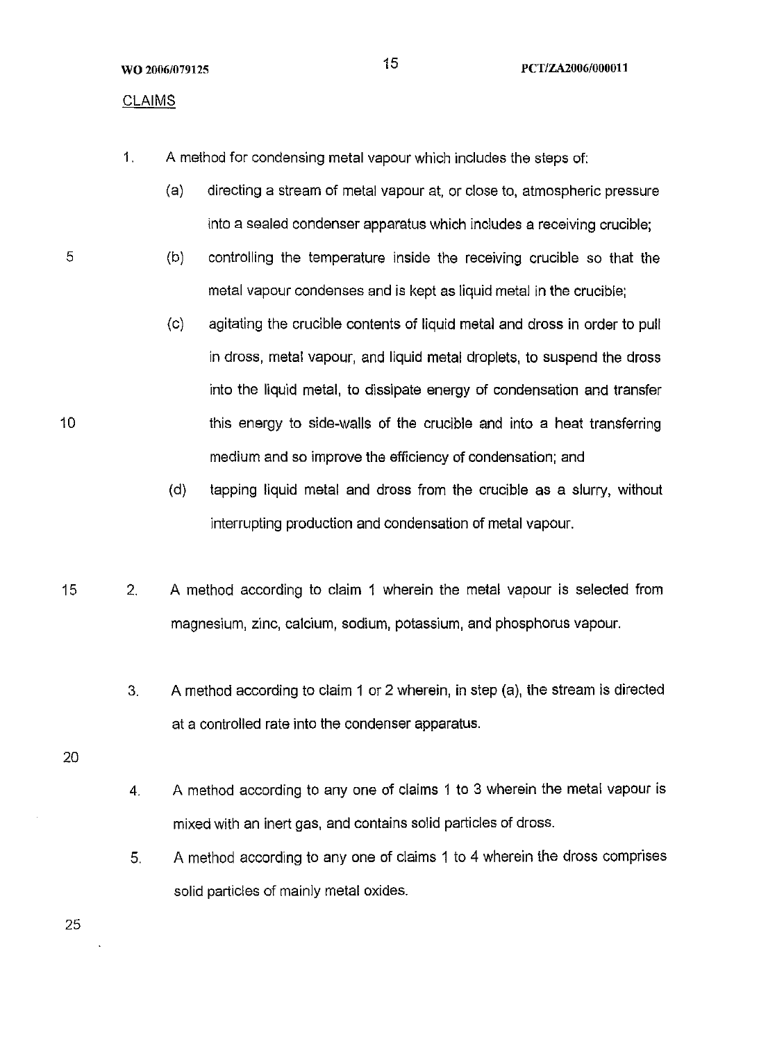CLAIMS

1. A method for condensing metal vapour which includes the steps of:
   - (a) directing a stream of metal vapour at, or close to, atmospheric pressure into a sealed condenser apparatus which includes a receiving crucible;
   - (b) controlling the temperature inside the receiving crucible so that the metal vapour condenses and is kept as liquid metal in the crucible;
   - (c) agitating the crucible contents of liquid metal and dross in order to pull in dross, metal vapour, and liquid metal droplets, to suspend the dross into the liquid metal, to dissipate energy of condensation and transfer this energy to side-walls of the crucible and into a heat transferring medium and so improve the efficiency of condensation; and
   - (d) tapping liquid metal and dross from the crucible as a slurry, without interrupting production and condensation of metal vapour.

2. A method according to claim 1 wherein the metal vapour is selected from magnesium, zinc, calcium, sodium, potassium, and phosphorus vapour.

3. A method according to claim 1 or 2 wherein, in step (a), the stream is directed at a controlled rate into the condenser apparatus.

4. A method according to any one of claims 1 to 3 wherein the metal vapour is mixed with an inert gas, and contains solid particles of dross.

5. A method according to any one of claims 1 to 4 wherein the dross comprises solid particles of mainly metal oxides.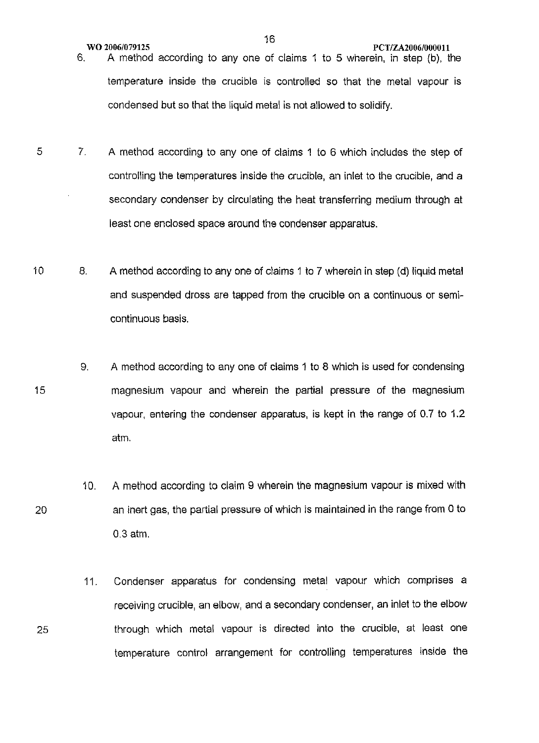6. A method according to any one of claims 1 to 5 wherein, in step (b), the temperature inside the crucible is controlled so that the metal vapour is condensed but so that the liquid metal is not allowed to solidify.

7. A method according to any one of claims 1 to 6 which includes the step of controlling the temperatures inside the crucible, an inlet to the crucible, and a secondary condenser by circulating the heat transferring medium through at least one enclosed space around the condenser apparatus.

8. A method according to any one of claims 1 to 7 wherein in step (d) liquid metal and suspended dross are tapped from the crucible on a continuous or semi-continuous basis.

9. A method according to any one of claims 1 to 8 which is used for condensing magnesium vapour and wherein the partial pressure of the magnesium vapour, entering the condenser apparatus, is kept in the range of 0.7 to 1.2 atm.

10. A method according to claim 9 wherein the magnesium vapour is mixed with an inert gas, the partial pressure of which is maintained in the range from 0 to 0.3 atm.

11. Condenser apparatus for condensing metal vapour which comprises a receiving crucible, an elbow, and a secondary condenser, an inlet to the elbow through which metal vapour is directed into the crucible, at least one temperature control arrangement for controlling temperatures inside the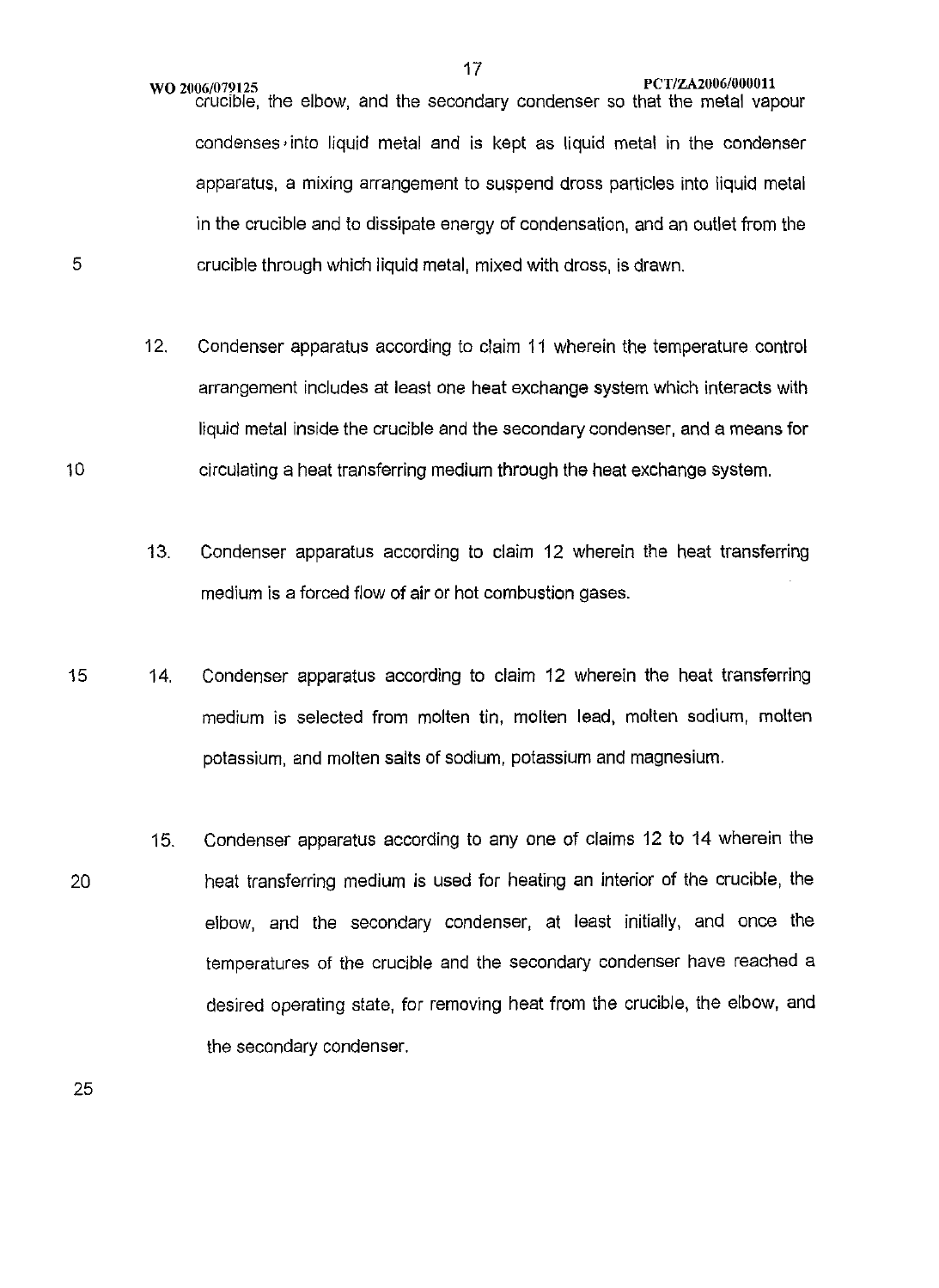crucible, the elbow, and the secondary condenser so that the metal vapour condenses into liquid metal and is kept as liquid metal in the condenser apparatus, a mixing arrangement to suspend dross particles into liquid metal in the crucible and to dissipate energy of condensation, and an outlet from the crucible through which liquid metal, mixed with dross, is drawn.

12. Condenser apparatus according to claim 11 wherein the temperature control arrangement includes at least one heat exchange system which interacts with liquid metal inside the crucible and the secondary condenser, and a means for circulating a heat transferring medium through the heat exchange system.

13. Condenser apparatus according to claim 12 wherein the heat transferring medium is a forced flow of air or hot combustion gases.

14. Condenser apparatus according to claim 12 wherein the heat transferring medium is selected from molten tin, molten lead, molten sodium, molten potassium, and molten salts of sodium, potassium and magnesium.

15. Condenser apparatus according to any one of claims 12 to 14 wherein the heat transferring medium is used for heating an interior of the crucible, the elbow, and the secondary condenser, at least initially, and once the temperatures of the crucible and the secondary condenser have reached a desired operating state, for removing heat from the crucible, the elbow, and the secondary condenser.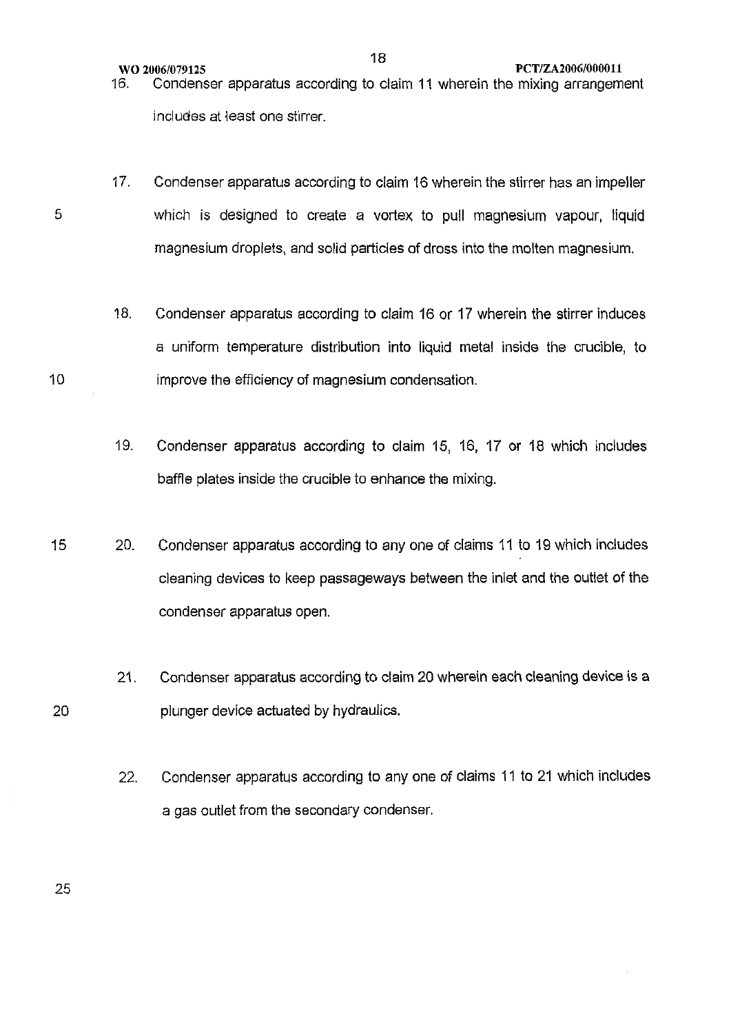16. Condenser apparatus according to claim 11 wherein the mixing arrangement includes at least one stirrer.

17. Condenser apparatus according to claim 16 wherein the stirrer has an impeller which is designed to create a vortex to pull magnesium vapour, liquid magnesium droplets, and solid particles of dross into the molten magnesium.

18. Condenser apparatus according to claim 16 or 17 wherein the stirrer induces a uniform temperature distribution into liquid metal inside the crucible, to improve the efficiency of magnesium condensation.

19. Condenser apparatus according to claim 15, 16, 17 or 18 which includes baffle plates inside the crucible to enhance the mixing.

20. Condenser apparatus according to any one of claims 11 to 19 which includes cleaning devices to keep passageways between the inlet and the outlet of the condenser apparatus open.

21. Condenser apparatus according to claim 20 wherein each cleaning device is a plunger device actuated by hydraulics.

22. Condenser apparatus according to any one of claims 11 to 21 which includes a gas outlet from the secondary condenser.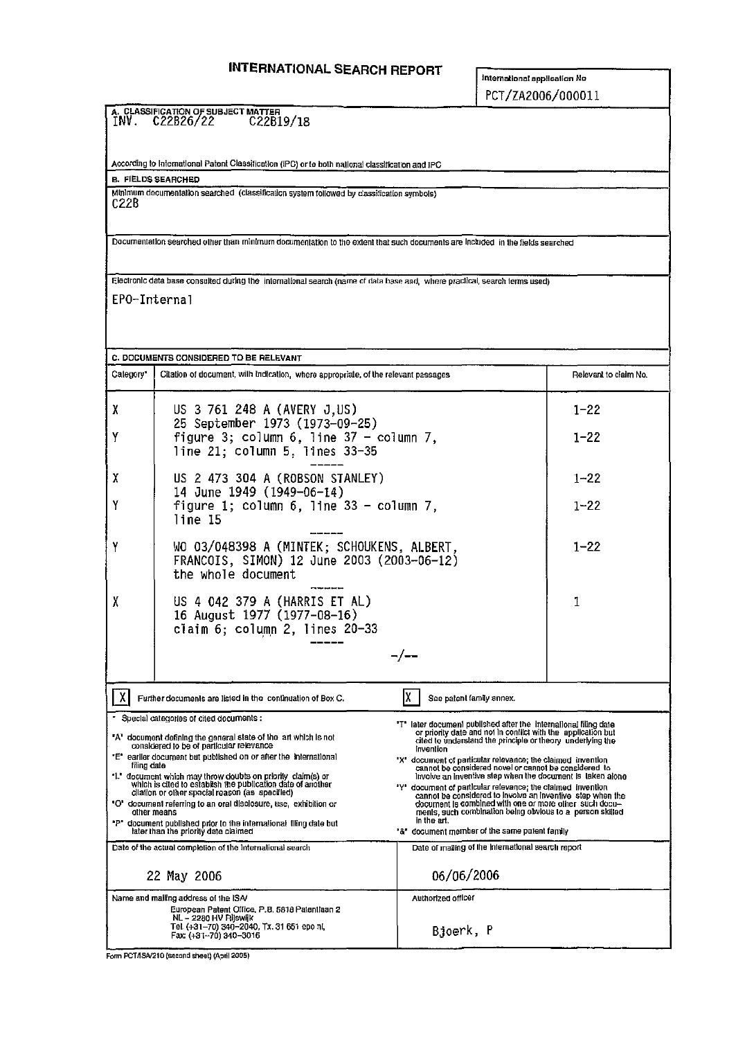# INTERNATIONAL SEARCH REPORT

International application No
PCT/ZA2006/000011

**A. CLASSIFICATION OF SUBJECT MATTER**
INV. C22B26/22 C22B19/18

According to International Patent Classification (IPC) or to both national classification and IPC

**B. FIELDS SEARCHED**

Minimum documentation searched (classification system followed by classification symbols)
C22B

Documentation searched other than minimum documentation to the extent that such documents are included in the fields searched

Electronic data base consulted during the international search (name of data base and, where practical, search terms used)

EPO-Internal

**C. DOCUMENTS CONSIDERED TO BE RELEVANT**

| Category* | Citation of document, with indication, where appropriate, of the relevant passages | Relevant to claim No. |
|---|---|---|
| X | US 3 761 248 A (AVERY J,US) 25 September 1973 (1973-09-25) | 1-22 |
| Y | figure 3; column 6, line 37 - column 7, line 21; column 5, lines 33-35 | 1-22 |
| X | US 2 473 304 A (ROBSON STANLEY) 14 June 1949 (1949-06-14) | 1-22 |
| Y | figure 1; column 6, line 33 - column 7, line 15 | 1-22 |
| Y | WO 03/048398 A (MINTEK; SCHOUKENS, ALBERT, FRANCOIS, SIMON) 12 June 2003 (2003-06-12) the whole document | 1-22 |
| X | US 4 042 379 A (HARRIS ET AL) 16 August 1977 (1977-08-16) claim 6; column 2, lines 20-33 | 1 |
| | -/-- | |

[X] Further documents are listed in the continuation of Box C.

[X] See patent family annex.

\* Special categories of cited documents :

"A" document defining the general state of the art which is not considered to be of particular relevance

"E" earlier document but published on or after the international filing date

"L" document which may throw doubts on priority claim(s) or which is cited to establish the publication date of another citation or other special reason (as specified)

"O" document referring to an oral disclosure, use, exhibition or other means

"P" document published prior to the international filing date but later than the priority date claimed

"T" later document published after the international filing date or priority date and not in conflict with the application but cited to understand the principle or theory underlying the invention

"X" document of particular relevance; the claimed invention cannot be considered novel or cannot be considered to involve an inventive step when the document is taken alone

"Y" document of particular relevance; the claimed invention cannot be considered to involve an inventive step when the document is combined with one or more other such documents, such combination being obvious to a person skilled in the art.

"&" document member of the same patent family

| Date of the actual completion of the international search | Date of mailing of the international search report |
|---|---|
| 22 May 2006 | 06/06/2006 |

| Name and mailing address of the ISA/ | Authorized officer |
|---|---|
| European Patent Office, P.B. 5818 Patentlaan 2 NL - 2280 HV Rijswijk Tel. (+31-70) 340-2040, Tx. 31 651 epo nl, Fax: (+31-70) 340-3016 | Bjoerk, P |

Form PCT/ISA/210 (second sheet) (April 2005)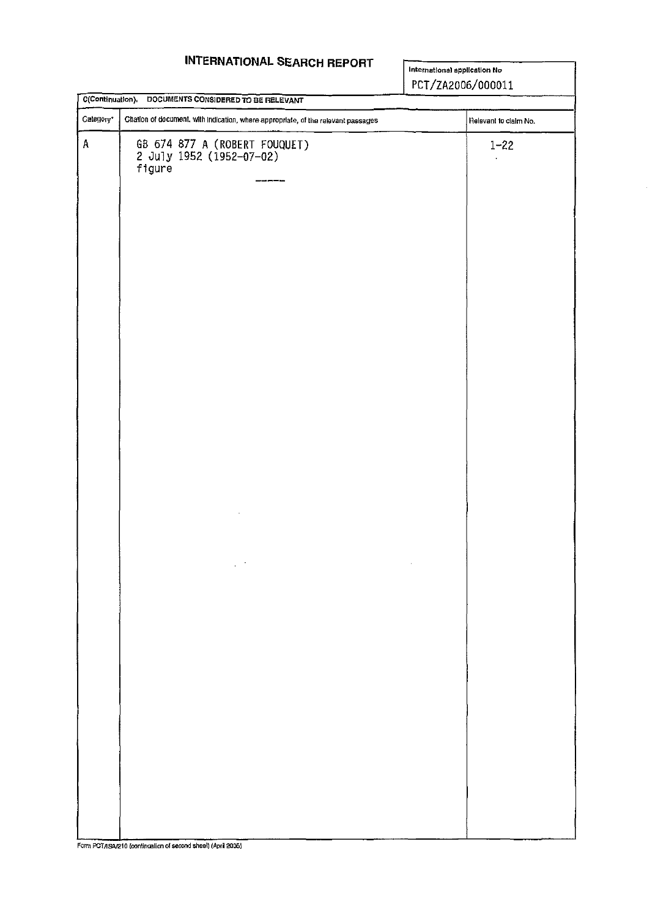# INTERNATIONAL SEARCH REPORT

International application No
PCT/ZA2006/000011

C(Continuation). DOCUMENTS CONSIDERED TO BE RELEVANT

| Category* | Citation of document, with indication, where appropriate, of the relevant passages | Relevant to claim No. |
| --- | --- | --- |
| A | GB 674 877 A (ROBERT FOUQUET)<br>2 July 1952 (1952-07-02)<br>figure | 1-22 |

Form PCT/ISA/210 (continuation of second sheet) (April 2005)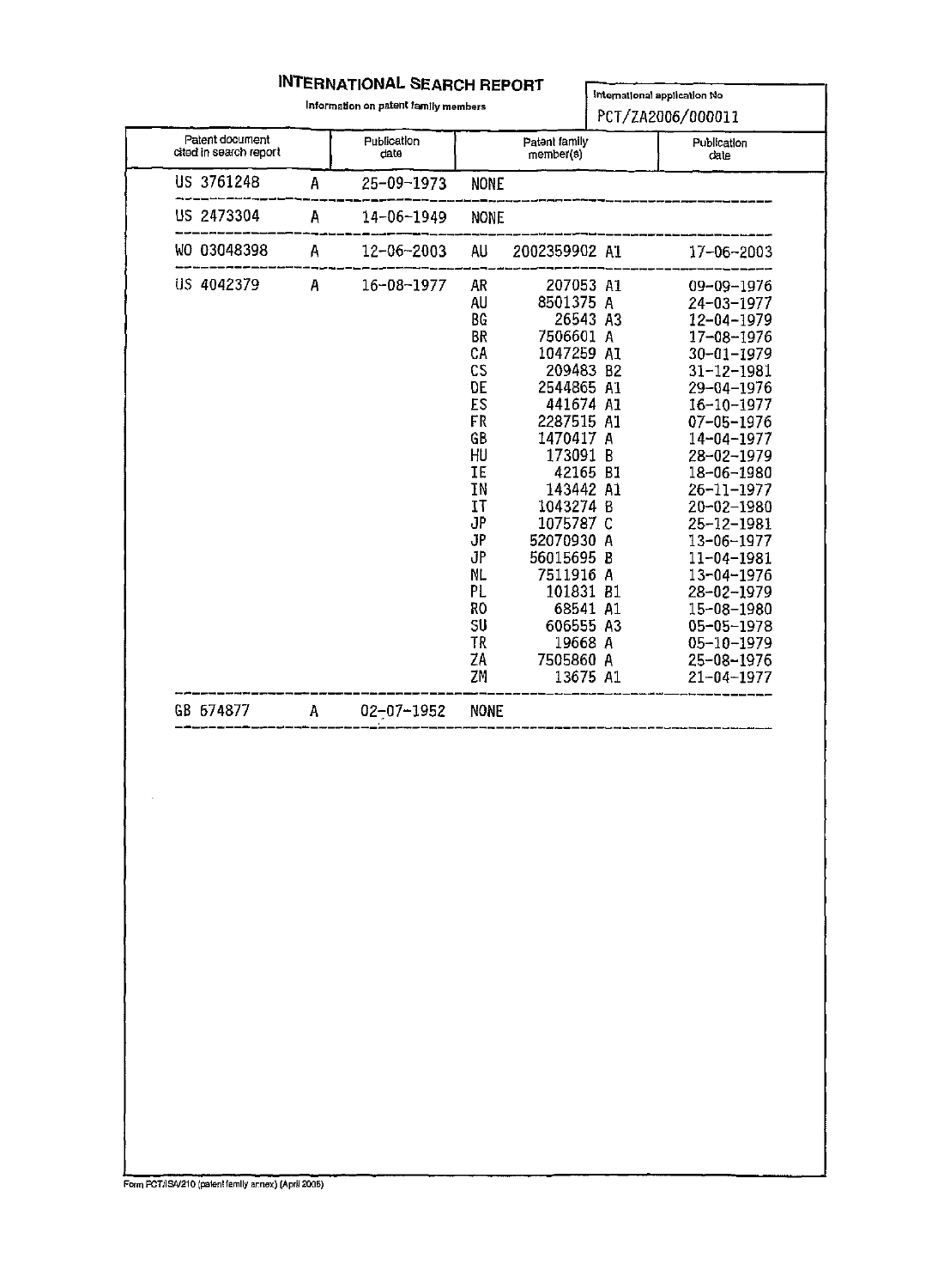# INTERNATIONAL SEARCH REPORT

Information on patent family members

International application No
PCT/ZA2006/000011

| Patent document cited in search report | | Publication date | Patent family member(s) | | Publication date |
|---|---|---|---|---|---|
| US 3761248 | A | 25-09-1973 | NONE | | |
| US 2473304 | A | 14-06-1949 | NONE | | |
| WO 03048398 | A | 12-06-2003 | AU | 2002359902 A1 | 17-06-2003 |
| US 4042379 | A | 16-08-1977 | AR | 207053 A1 | 09-09-1976 |
| | | | AU | 8501375 A | 24-03-1977 |
| | | | BG | 26543 A3 | 12-04-1979 |
| | | | BR | 7506601 A | 17-08-1976 |
| | | | CA | 1047259 A1 | 30-01-1979 |
| | | | CS | 209483 B2 | 31-12-1981 |
| | | | DE | 2544865 A1 | 29-04-1976 |
| | | | ES | 441674 A1 | 16-10-1977 |
| | | | FR | 2287515 A1 | 07-05-1976 |
| | | | GB | 1470417 A | 14-04-1977 |
| | | | HU | 173091 B | 28-02-1979 |
| | | | IE | 42165 B1 | 18-06-1980 |
| | | | IN | 143442 A1 | 26-11-1977 |
| | | | IT | 1043274 B | 20-02-1980 |
| | | | JP | 1075787 C | 25-12-1981 |
| | | | JP | 52070930 A | 13-06-1977 |
| | | | JP | 56015695 B | 11-04-1981 |
| | | | NL | 7511916 A | 13-04-1976 |
| | | | PL | 101831 B1 | 28-02-1979 |
| | | | RO | 68541 A1 | 15-08-1980 |
| | | | SU | 606555 A3 | 05-05-1978 |
| | | | TR | 19668 A | 05-10-1979 |
| | | | ZA | 7505860 A | 25-08-1976 |
| | | | ZM | 13675 A1 | 21-04-1977 |
| GB 674877 | A | 02-07-1952 | NONE | | |

Form PCT/ISA/210 (patent family annex) (April 2005)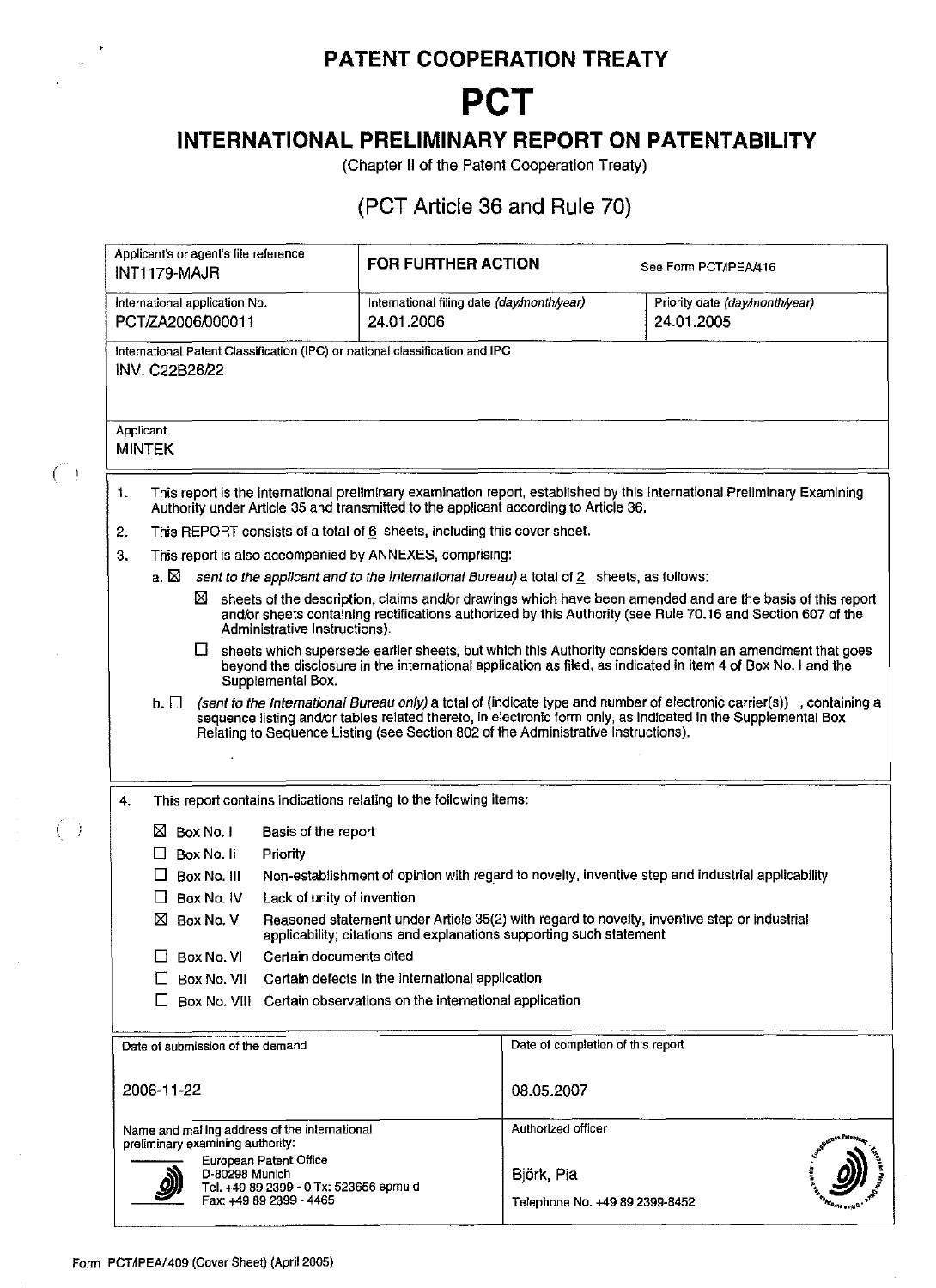# PATENT COOPERATION TREATY

# PCT

## INTERNATIONAL PRELIMINARY REPORT ON PATENTABILITY

(Chapter II of the Patent Cooperation Treaty)

(PCT Article 36 and Rule 70)

| Applicant's or agent's file reference INT1179-MAJR | **FOR FURTHER ACTION** | See Form PCT/IPEA/416 |
|---|---|---|
| International application No. PCT/ZA2006/000011 | International filing date (*day/month/year*) 24.01.2006 | Priority date (*day/month/year*) 24.01.2005 |
| International Patent Classification (IPC) or national classification and IPC INV. C22B26/22 | | |
| Applicant MINTEK | | |

1. This report is the international preliminary examination report, established by this International Preliminary Examining Authority under Article 35 and transmitted to the applicant according to Article 36.
2. This REPORT consists of a total of 6 sheets, including this cover sheet.
3. This report is also accompanied by ANNEXES, comprising:

   a. ☒ *sent to the applicant and to the International Bureau)* a total of 2 sheets, as follows:

   ☒ sheets of the description, claims and/or drawings which have been amended and are the basis of this report and/or sheets containing rectifications authorized by this Authority (see Rule 70.16 and Section 607 of the Administrative Instructions).

   ☐ sheets which supersede earlier sheets, but which this Authority considers contain an amendment that goes beyond the disclosure in the international application as filed, as indicated in item 4 of Box No. I and the Supplemental Box.

   b. ☐ *(sent to the International Bureau only)* a total of (indicate type and number of electronic carrier(s)) , containing a sequence listing and/or tables related thereto, in electronic form only, as indicated in the Supplemental Box Relating to Sequence Listing (see Section 802 of the Administrative Instructions).

4. This report contains indications relating to the following items:

   ☒ Box No. I Basis of the report
   
   ☐ Box No. II Priority
   
   ☐ Box No. III Non-establishment of opinion with regard to novelty, inventive step and industrial applicability
   
   ☐ Box No. IV Lack of unity of invention
   
   ☒ Box No. V Reasoned statement under Article 35(2) with regard to novelty, inventive step or industrial applicability; citations and explanations supporting such statement
   
   ☐ Box No. VI Certain documents cited
   
   ☐ Box No. VII Certain defects in the international application
   
   ☐ Box No. VIII Certain observations on the international application

| Date of submission of the demand | Date of completion of this report |
|---|---|
| 2006-11-22 | 08.05.2007 |
| Name and mailing address of the international preliminary examining authority: European Patent Office D-80298 Munich Tel. +49 89 2399 - 0 Tx: 523656 epmu d Fax: +49 89 2399 - 4465 | Authorized officer Björk, Pia Telephone No. +49 89 2399-8452 |

Form PCT/IPEA/409 (Cover Sheet) (April 2005)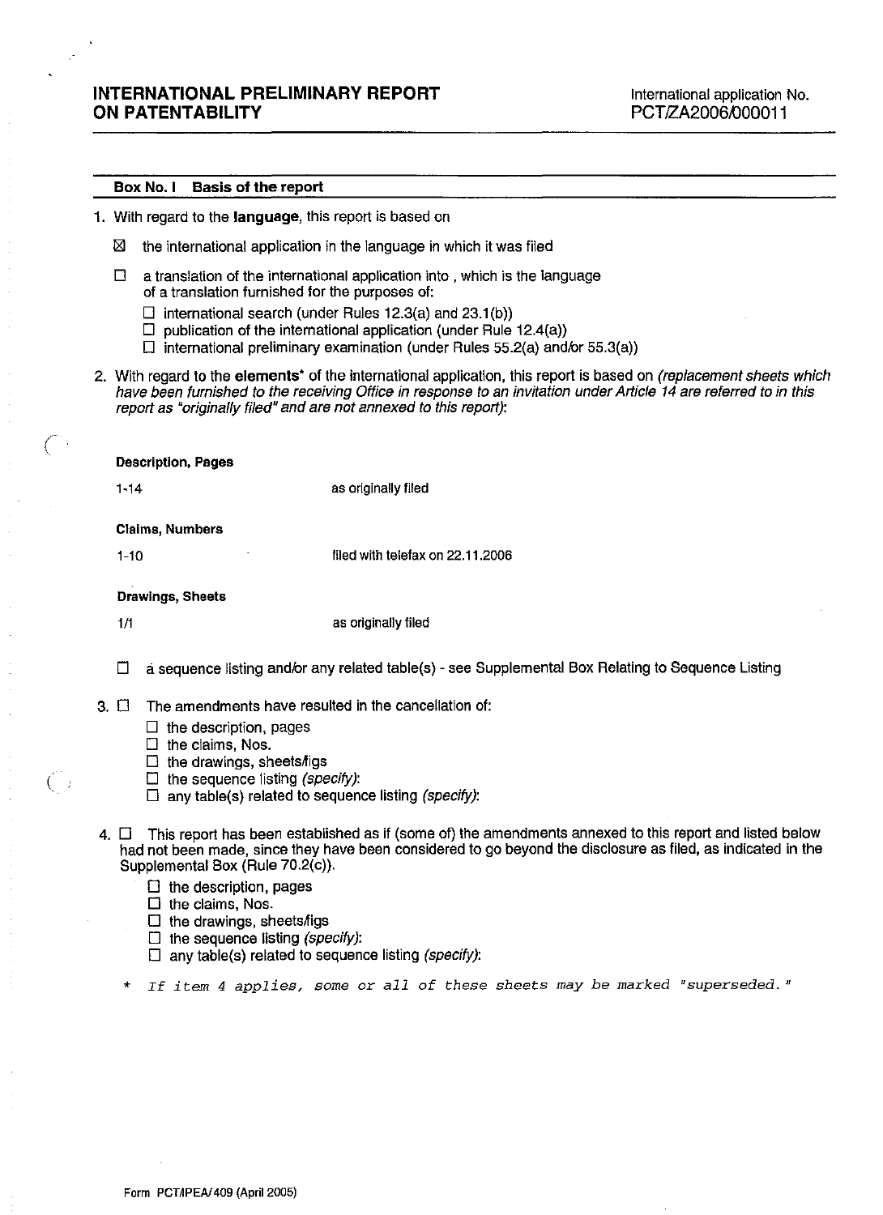# INTERNATIONAL PRELIMINARY REPORT ON PATENTABILITY

International application No.
PCT/ZA2006/000011

---

**Box No. I Basis of the report**

1. With regard to the **language**, this report is based on

   ☒ the international application in the language in which it was filed

   ☐ a translation of the international application into , which is the language of a translation furnished for the purposes of:

   ☐ international search (under Rules 12.3(a) and 23.1(b))
   ☐ publication of the international application (under Rule 12.4(a))
   ☐ international preliminary examination (under Rules 55.2(a) and/or 55.3(a))

2. With regard to the **elements*** of the international application, this report is based on *(replacement sheets which have been furnished to the receiving Office in response to an invitation under Article 14 are referred to in this report as "originally filed" and are not annexed to this report)*:

**Description, Pages**

| 1-14 | as originally filed |
|---|---|

**Claims, Numbers**

| 1-10 | filed with telefax on 22.11.2006 |
|---|---|

**Drawings, Sheets**

| 1/1 | as originally filed |
|---|---|

   ☐ a sequence listing and/or any related table(s) - see Supplemental Box Relating to Sequence Listing

3. ☐ The amendments have resulted in the cancellation of:

   ☐ the description, pages
   ☐ the claims, Nos.
   ☐ the drawings, sheets/figs
   ☐ the sequence listing *(specify)*:
   ☐ any table(s) related to sequence listing *(specify)*:

4. ☐ This report has been established as if (some of) the amendments annexed to this report and listed below had not been made, since they have been considered to go beyond the disclosure as filed, as indicated in the Supplemental Box (Rule 70.2(c)).

   ☐ the description, pages
   ☐ the claims, Nos.
   ☐ the drawings, sheets/figs
   ☐ the sequence listing *(specify)*:
   ☐ any table(s) related to sequence listing *(specify)*:

\* *If item 4 applies, some or all of these sheets may be marked "superseded."*

Form PCT/IPEA/409 (April 2005)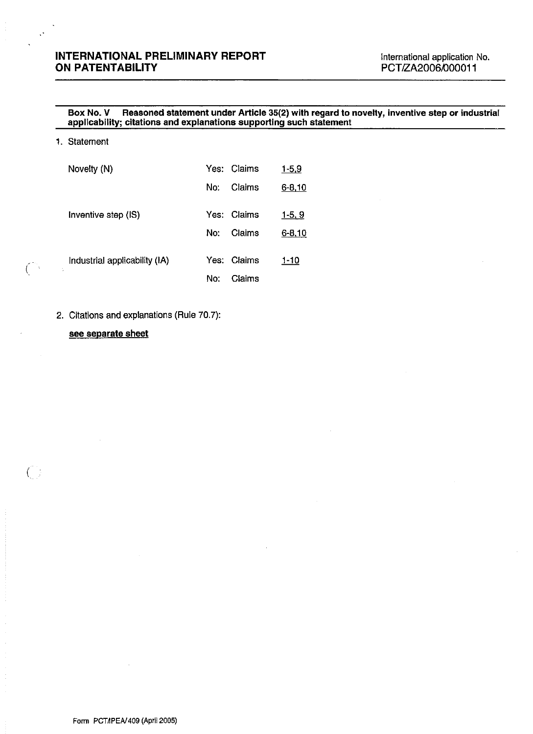## INTERNATIONAL PRELIMINARY REPORT ON PATENTABILITY

International application No.
PCT/ZA2006/000011

**Box No. V Reasoned statement under Article 35(2) with regard to novelty, inventive step or industrial applicability; citations and explanations supporting such statement**

1. Statement

| | | | |
|---|---|---|---|
| Novelty (N) | Yes: | Claims | 1-5,9 |
| | No: | Claims | 6-8,10 |
| Inventive step (IS) | Yes: | Claims | 1-5, 9 |
| | No: | Claims | 6-8,10 |
| Industrial applicability (IA) | Yes: | Claims | 1-10 |
| | No: | Claims | |

2. Citations and explanations (Rule 70.7):

**see separate sheet**

Form PCT/IPEA/409 (April 2005)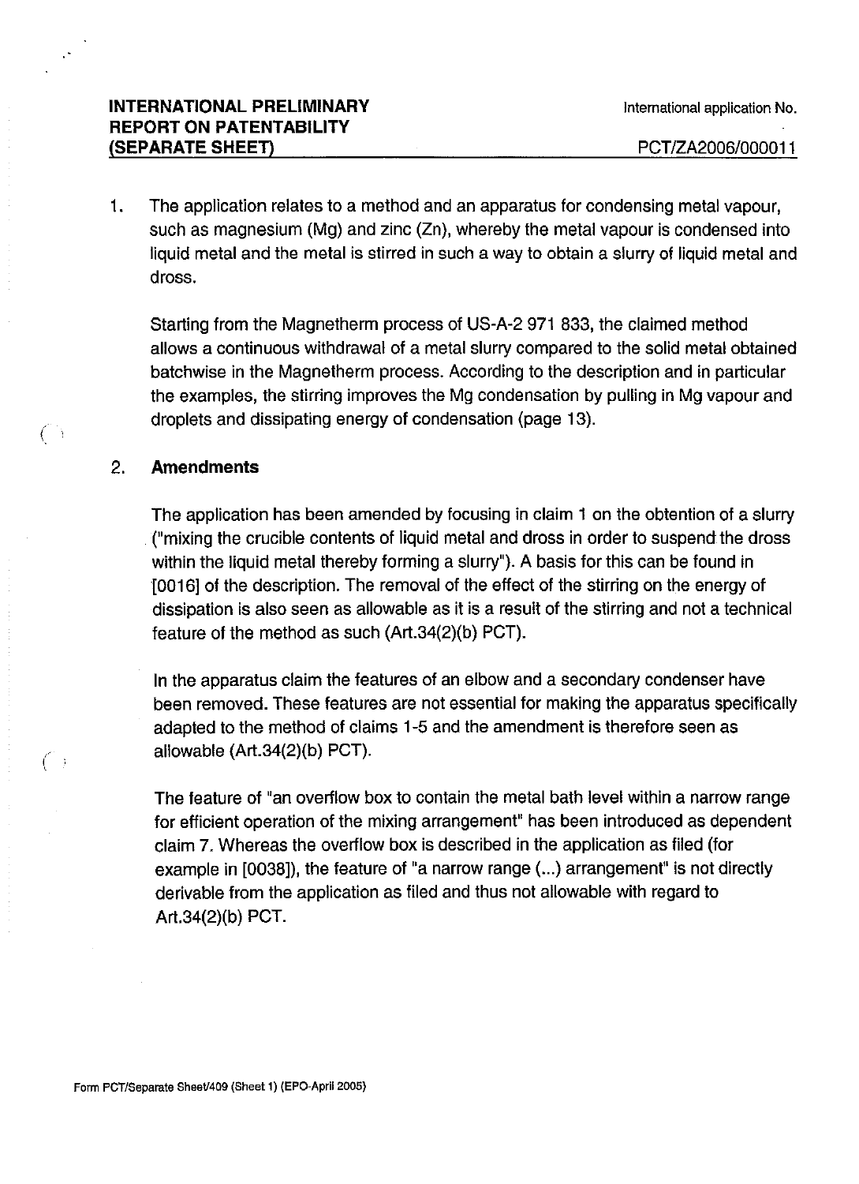**INTERNATIONAL PRELIMINARY REPORT ON PATENTABILITY (SEPARATE SHEET)**

International application No.

PCT/ZA2006/000011

1. The application relates to a method and an apparatus for condensing metal vapour, such as magnesium (Mg) and zinc (Zn), whereby the metal vapour is condensed into liquid metal and the metal is stirred in such a way to obtain a slurry of liquid metal and dross.

   Starting from the Magnetherm process of US-A-2 971 833, the claimed method allows a continuous withdrawal of a metal slurry compared to the solid metal obtained batchwise in the Magnetherm process. According to the description and in particular the examples, the stirring improves the Mg condensation by pulling in Mg vapour and droplets and dissipating energy of condensation (page 13).

2. **Amendments**

   The application has been amended by focusing in claim 1 on the obtention of a slurry ("mixing the crucible contents of liquid metal and dross in order to suspend the dross within the liquid metal thereby forming a slurry"). A basis for this can be found in [0016] of the description. The removal of the effect of the stirring on the energy of dissipation is also seen as allowable as it is a result of the stirring and not a technical feature of the method as such (Art.34(2)(b) PCT).

   In the apparatus claim the features of an elbow and a secondary condenser have been removed. These features are not essential for making the apparatus specifically adapted to the method of claims 1-5 and the amendment is therefore seen as allowable (Art.34(2)(b) PCT).

   The feature of "an overflow box to contain the metal bath level within a narrow range for efficient operation of the mixing arrangement" has been introduced as dependent claim 7. Whereas the overflow box is described in the application as filed (for example in [0038]), the feature of "a narrow range (...) arrangement" is not directly derivable from the application as filed and thus not allowable with regard to Art.34(2)(b) PCT.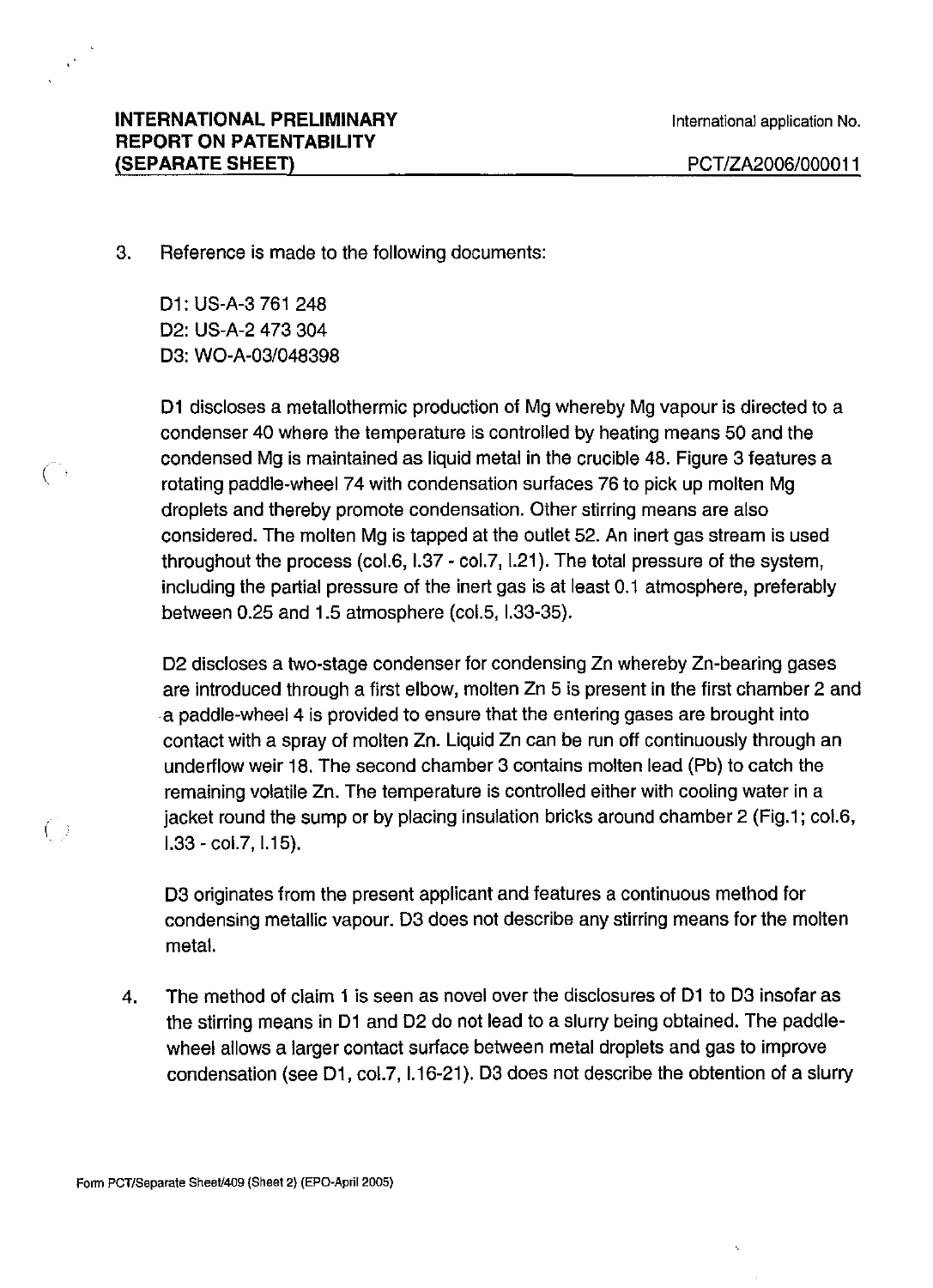**INTERNATIONAL PRELIMINARY REPORT ON PATENTABILITY (SEPARATE SHEET)**

International application No.

PCT/ZA2006/000011

3. Reference is made to the following documents:

   D1: US-A-3 761 248
   D2: US-A-2 473 304
   D3: WO-A-03/048398

   D1 discloses a metallothermic production of Mg whereby Mg vapour is directed to a condenser 40 where the temperature is controlled by heating means 50 and the condensed Mg is maintained as liquid metal in the crucible 48. Figure 3 features a rotating paddle-wheel 74 with condensation surfaces 76 to pick up molten Mg droplets and thereby promote condensation. Other stirring means are also considered. The molten Mg is tapped at the outlet 52. An inert gas stream is used throughout the process (col.6, l.37 - col.7, l.21). The total pressure of the system, including the partial pressure of the inert gas is at least 0.1 atmosphere, preferably between 0.25 and 1.5 atmosphere (col.5, l.33-35).

   D2 discloses a two-stage condenser for condensing Zn whereby Zn-bearing gases are introduced through a first elbow, molten Zn 5 is present in the first chamber 2 and a paddle-wheel 4 is provided to ensure that the entering gases are brought into contact with a spray of molten Zn. Liquid Zn can be run off continuously through an underflow weir 18. The second chamber 3 contains molten lead (Pb) to catch the remaining volatile Zn. The temperature is controlled either with cooling water in a jacket round the sump or by placing insulation bricks around chamber 2 (Fig.1; col.6, l.33 - col.7, l.15).

   D3 originates from the present applicant and features a continuous method for condensing metallic vapour. D3 does not describe any stirring means for the molten metal.

4. The method of claim 1 is seen as novel over the disclosures of D1 to D3 insofar as the stirring means in D1 and D2 do not lead to a slurry being obtained. The paddle-wheel allows a larger contact surface between metal droplets and gas to improve condensation (see D1, col.7, l.16-21). D3 does not describe the obtention of a slurry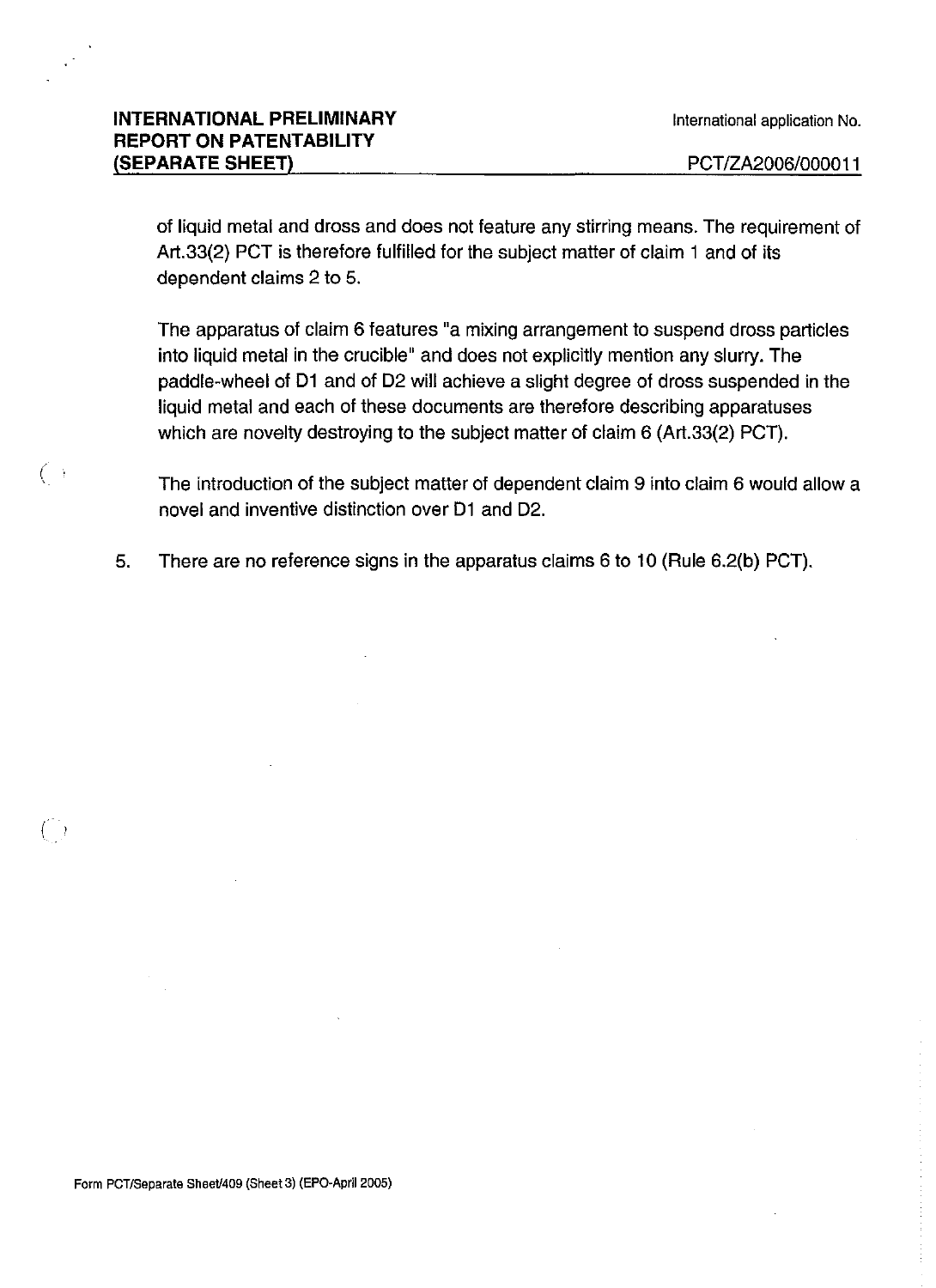of liquid metal and dross and does not feature any stirring means. The requirement of Art.33(2) PCT is therefore fulfilled for the subject matter of claim 1 and of its dependent claims 2 to 5.

The apparatus of claim 6 features "a mixing arrangement to suspend dross particles into liquid metal in the crucible" and does not explicitly mention any slurry. The paddle-wheel of D1 and of D2 will achieve a slight degree of dross suspended in the liquid metal and each of these documents are therefore describing apparatuses which are novelty destroying to the subject matter of claim 6 (Art.33(2) PCT).

The introduction of the subject matter of dependent claim 9 into claim 6 would allow a novel and inventive distinction over D1 and D2.

5. There are no reference signs in the apparatus claims 6 to 10 (Rule 6.2(b) PCT).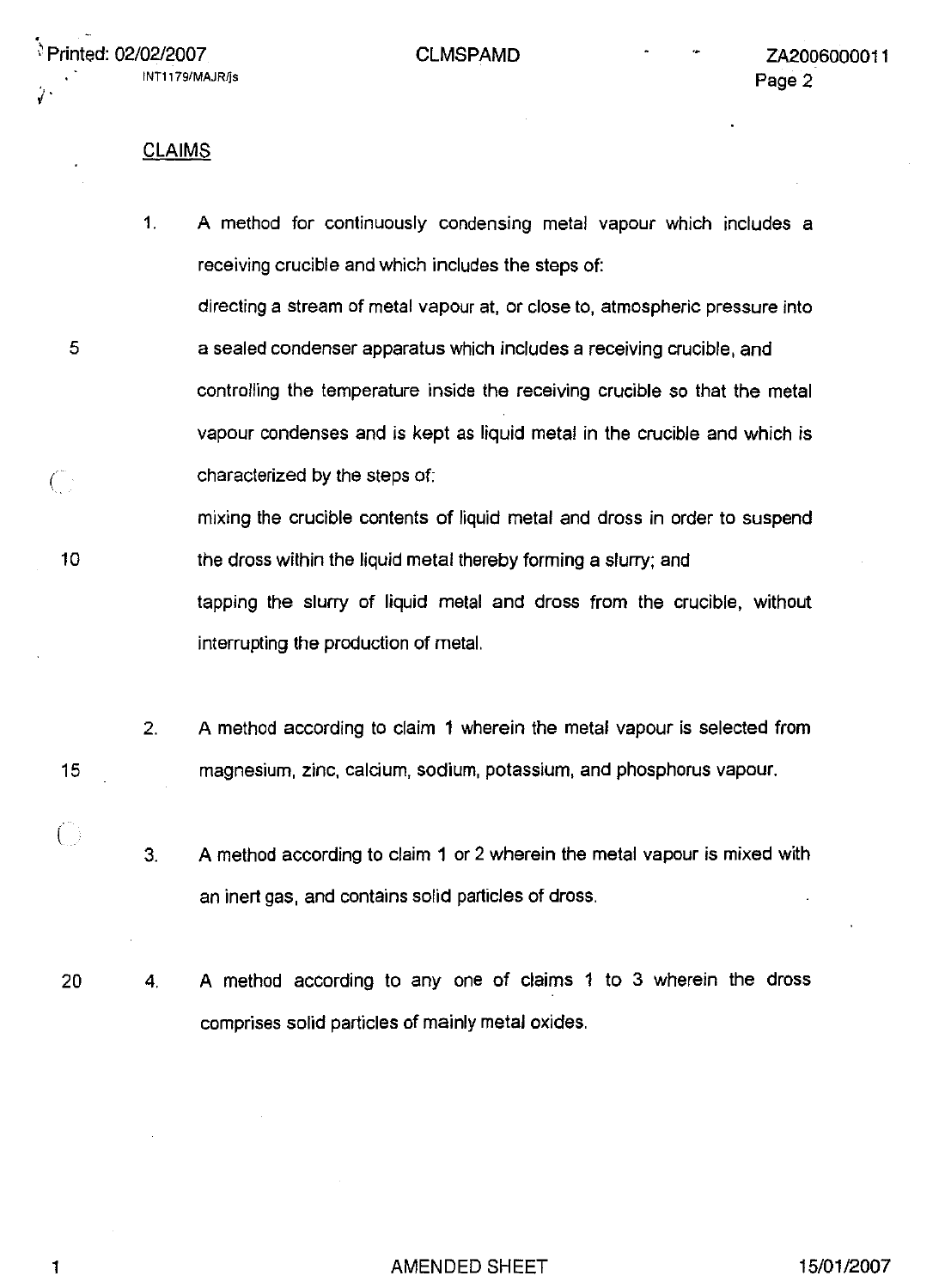## CLAIMS

1. A method for continuously condensing metal vapour which includes a receiving crucible and which includes the steps of:
   directing a stream of metal vapour at, or close to, atmospheric pressure into a sealed condenser apparatus which includes a receiving crucible, and
   controlling the temperature inside the receiving crucible so that the metal vapour condenses and is kept as liquid metal in the crucible and which is characterized by the steps of:
   mixing the crucible contents of liquid metal and dross in order to suspend the dross within the liquid metal thereby forming a slurry; and
   tapping the slurry of liquid metal and dross from the crucible, without interrupting the production of metal.

2. A method according to claim 1 wherein the metal vapour is selected from magnesium, zinc, calcium, sodium, potassium, and phosphorus vapour.

3. A method according to claim 1 or 2 wherein the metal vapour is mixed with an inert gas, and contains solid particles of dross.

4. A method according to any one of claims 1 to 3 wherein the dross comprises solid particles of mainly metal oxides.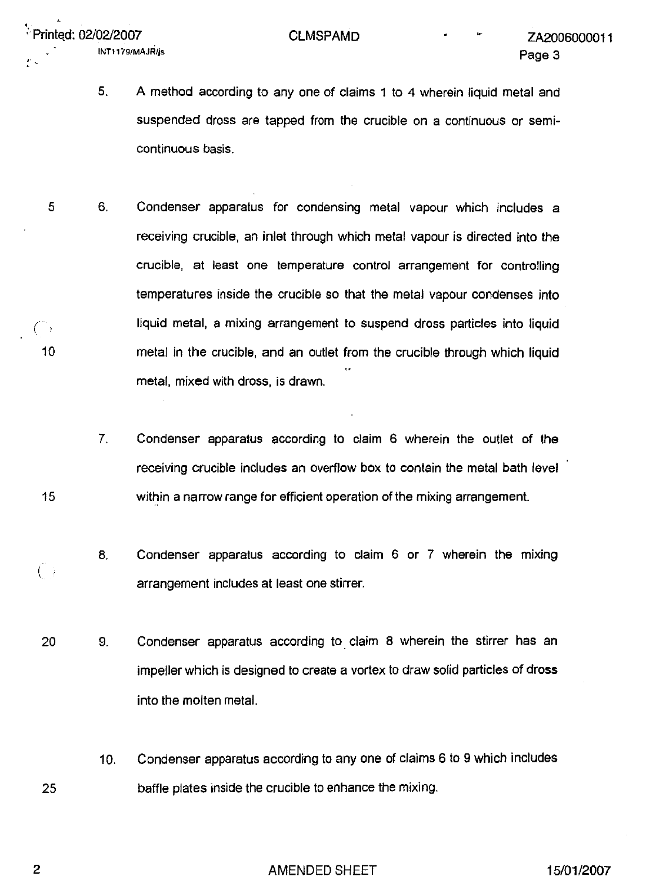5. A method according to any one of claims 1 to 4 wherein liquid metal and suspended dross are tapped from the crucible on a continuous or semi-continuous basis.

6. Condenser apparatus for condensing metal vapour which includes a receiving crucible, an inlet through which metal vapour is directed into the crucible, at least one temperature control arrangement for controlling temperatures inside the crucible so that the metal vapour condenses into liquid metal, a mixing arrangement to suspend dross particles into liquid metal in the crucible, and an outlet from the crucible through which liquid metal, mixed with dross, is drawn.

7. Condenser apparatus according to claim 6 wherein the outlet of the receiving crucible includes an overflow box to contain the metal bath level within a narrow range for efficient operation of the mixing arrangement.

8. Condenser apparatus according to claim 6 or 7 wherein the mixing arrangement includes at least one stirrer.

9. Condenser apparatus according to claim 8 wherein the stirrer has an impeller which is designed to create a vortex to draw solid particles of dross into the molten metal.

10. Condenser apparatus according to any one of claims 6 to 9 which includes baffle plates inside the crucible to enhance the mixing.